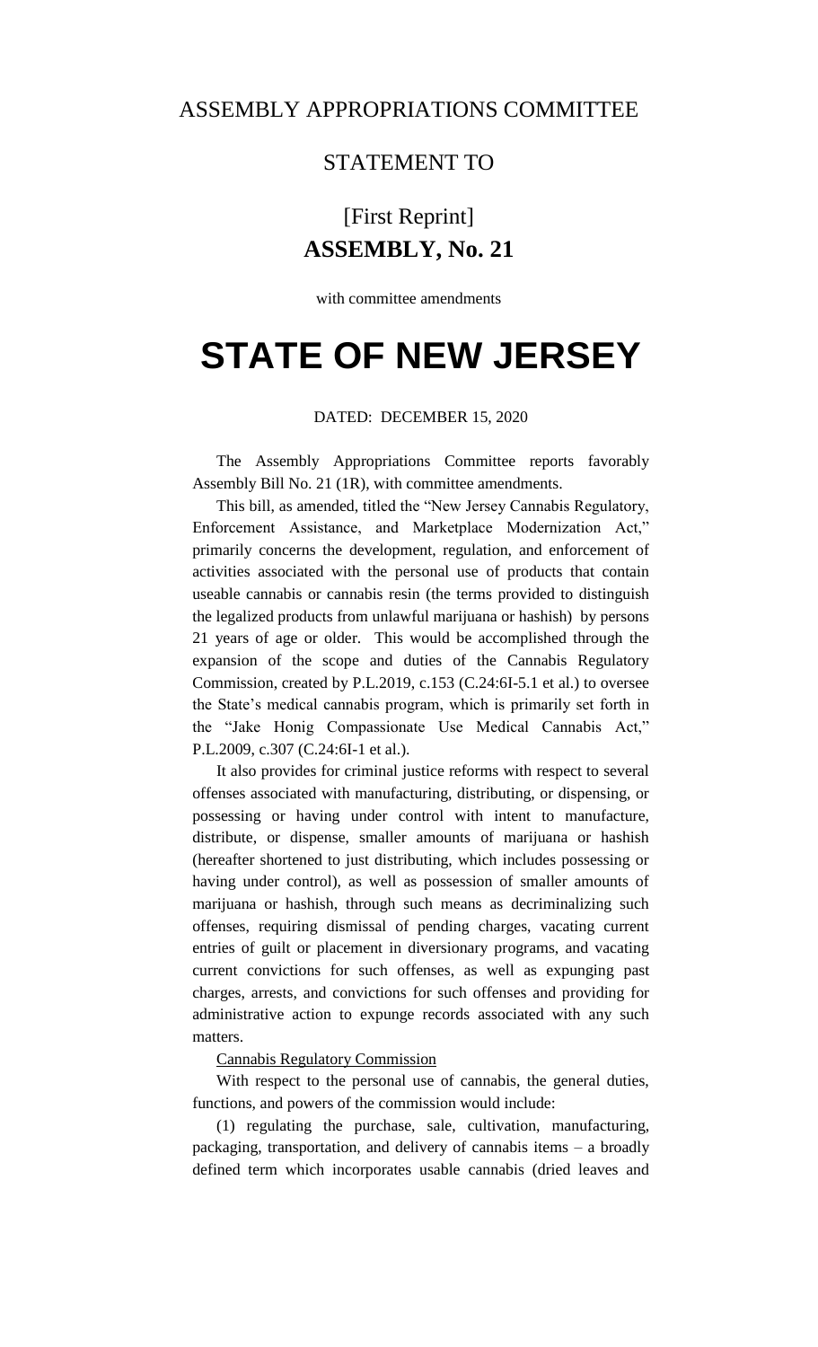# ASSEMBLY APPROPRIATIONS COMMITTEE

## STATEMENT TO

## [First Reprint] **ASSEMBLY, No. 21**

with committee amendments

# STATE OF NEW JERSEY

DATED: DECEMBER 15, 2020

The Assembly Appropriations Committee reports favorably Assembly Bill No. 21 (1R), with committee amendments.

This bill, as amended, titled the "New Jersey Cannabis Regulatory, Enforcement Assistance, and Marketplace Modernization Act," primarily concerns the development, regulation, and enforcement of activities associated with the personal use of products that contain useable cannabis or cannabis resin (the terms provided to distinguish the legalized products from unlawful marijuana or hashish) by persons 21 years of age or older. This would be accomplished through the expansion of the scope and duties of the Cannabis Regulatory Commission, created by P.L.2019, c.153 (C.24:6I-5.1 et al.) to oversee the State's medical cannabis program, which is primarily set forth in the "Jake Honig Compassionate Use Medical Cannabis Act," P.L.2009, c.307 (C.24:6I-1 et al.).

It also provides for criminal justice reforms with respect to several offenses associated with manufacturing, distributing, or dispensing, or possessing or having under control with intent to manufacture, distribute, or dispense, smaller amounts of marijuana or hashish (hereafter shortened to just distributing, which includes possessing or having under control), as well as possession of smaller amounts of marijuana or hashish, through such means as decriminalizing such offenses, requiring dismissal of pending charges, vacating current entries of guilt or placement in diversionary programs, and vacating current convictions for such offenses, as well as expunging past charges, arrests, and convictions for such offenses and providing for administrative action to expunge records associated with any such matters.

Cannabis Regulatory Commission

With respect to the personal use of cannabis, the general duties, functions, and powers of the commission would include:

(1) regulating the purchase, sale, cultivation, manufacturing, packaging, transportation, and delivery of cannabis items – a broadly defined term which incorporates usable cannabis (dried leaves and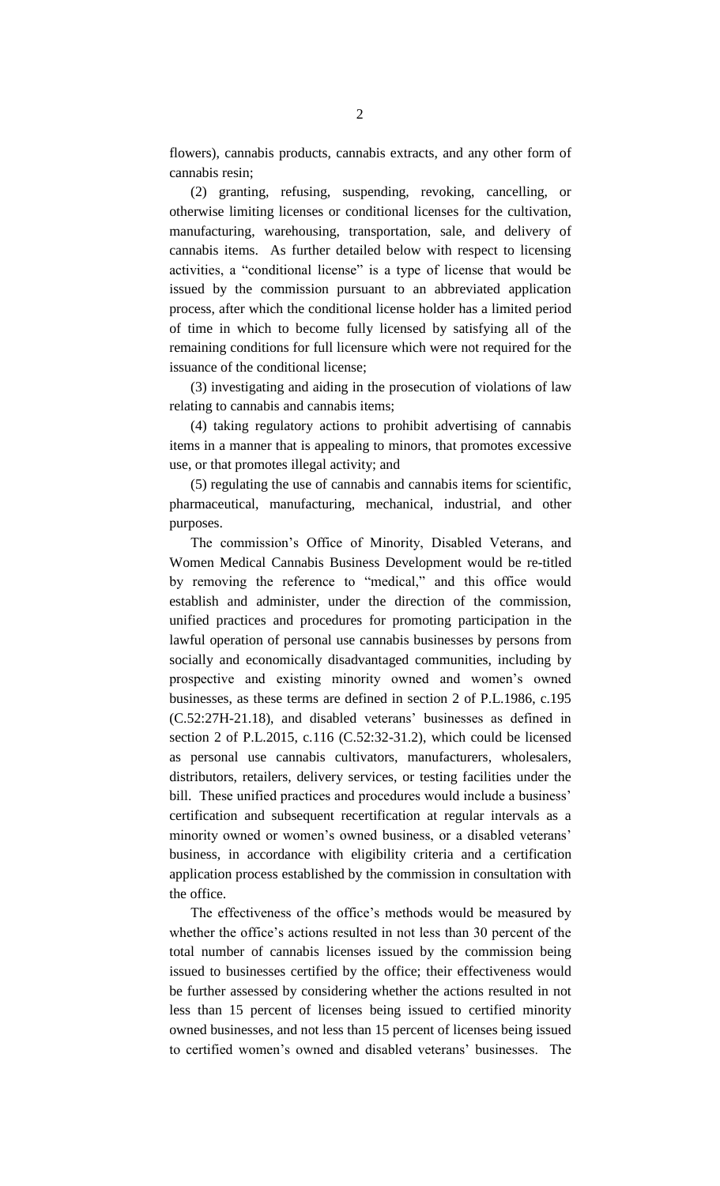flowers), cannabis products, cannabis extracts, and any other form of cannabis resin;

(2) granting, refusing, suspending, revoking, cancelling, or otherwise limiting licenses or conditional licenses for the cultivation, manufacturing, warehousing, transportation, sale, and delivery of cannabis items. As further detailed below with respect to licensing activities, a "conditional license" is a type of license that would be issued by the commission pursuant to an abbreviated application process, after which the conditional license holder has a limited period of time in which to become fully licensed by satisfying all of the remaining conditions for full licensure which were not required for the issuance of the conditional license;

(3) investigating and aiding in the prosecution of violations of law relating to cannabis and cannabis items;

(4) taking regulatory actions to prohibit advertising of cannabis items in a manner that is appealing to minors, that promotes excessive use, or that promotes illegal activity; and

(5) regulating the use of cannabis and cannabis items for scientific, pharmaceutical, manufacturing, mechanical, industrial, and other purposes.

The commission's Office of Minority, Disabled Veterans, and Women Medical Cannabis Business Development would be re-titled by removing the reference to "medical," and this office would establish and administer, under the direction of the commission, unified practices and procedures for promoting participation in the lawful operation of personal use cannabis businesses by persons from socially and economically disadvantaged communities, including by prospective and existing minority owned and women's owned businesses, as these terms are defined in section 2 of P.L.1986, c.195 (C.52:27H-21.18), and disabled veterans' businesses as defined in section 2 of P.L.2015, c.116 (C.52:32-31.2), which could be licensed as personal use cannabis cultivators, manufacturers, wholesalers, distributors, retailers, delivery services, or testing facilities under the bill. These unified practices and procedures would include a business' certification and subsequent recertification at regular intervals as a minority owned or women's owned business, or a disabled veterans' business, in accordance with eligibility criteria and a certification application process established by the commission in consultation with the office.

The effectiveness of the office's methods would be measured by whether the office's actions resulted in not less than 30 percent of the total number of cannabis licenses issued by the commission being issued to businesses certified by the office; their effectiveness would be further assessed by considering whether the actions resulted in not less than 15 percent of licenses being issued to certified minority owned businesses, and not less than 15 percent of licenses being issued to certified women's owned and disabled veterans' businesses. The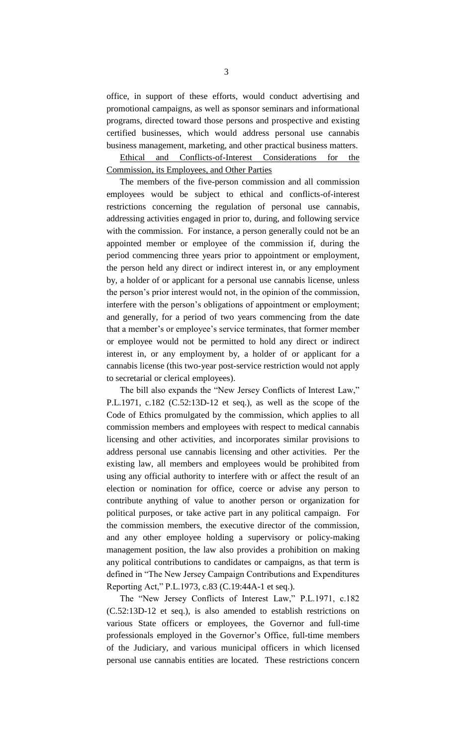office, in support of these efforts, would conduct advertising and promotional campaigns, as well as sponsor seminars and informational programs, directed toward those persons and prospective and existing certified businesses, which would address personal use cannabis business management, marketing, and other practical business matters.

Ethical and Conflicts-of-Interest Considerations for the Commission, its Employees, and Other Parties

The members of the five-person commission and all commission employees would be subject to ethical and conflicts-of-interest restrictions concerning the regulation of personal use cannabis, addressing activities engaged in prior to, during, and following service with the commission. For instance, a person generally could not be an appointed member or employee of the commission if, during the period commencing three years prior to appointment or employment, the person held any direct or indirect interest in, or any employment by, a holder of or applicant for a personal use cannabis license, unless the person's prior interest would not, in the opinion of the commission, interfere with the person's obligations of appointment or employment; and generally, for a period of two years commencing from the date that a member's or employee's service terminates, that former member or employee would not be permitted to hold any direct or indirect interest in, or any employment by, a holder of or applicant for a cannabis license (this two-year post-service restriction would not apply to secretarial or clerical employees).

The bill also expands the "New Jersey Conflicts of Interest Law," P.L.1971, c.182 (C.52:13D-12 et seq.), as well as the scope of the Code of Ethics promulgated by the commission, which applies to all commission members and employees with respect to medical cannabis licensing and other activities, and incorporates similar provisions to address personal use cannabis licensing and other activities. Per the existing law, all members and employees would be prohibited from using any official authority to interfere with or affect the result of an election or nomination for office, coerce or advise any person to contribute anything of value to another person or organization for political purposes, or take active part in any political campaign. For the commission members, the executive director of the commission, and any other employee holding a supervisory or policy-making management position, the law also provides a prohibition on making any political contributions to candidates or campaigns, as that term is defined in "The New Jersey Campaign Contributions and Expenditures Reporting Act," P.L.1973, c.83 (C.19:44A-1 et seq.).

The "New Jersey Conflicts of Interest Law," P.L.1971, c.182 (C.52:13D-12 et seq.), is also amended to establish restrictions on various State officers or employees, the Governor and full-time professionals employed in the Governor's Office, full-time members of the Judiciary, and various municipal officers in which licensed personal use cannabis entities are located. These restrictions concern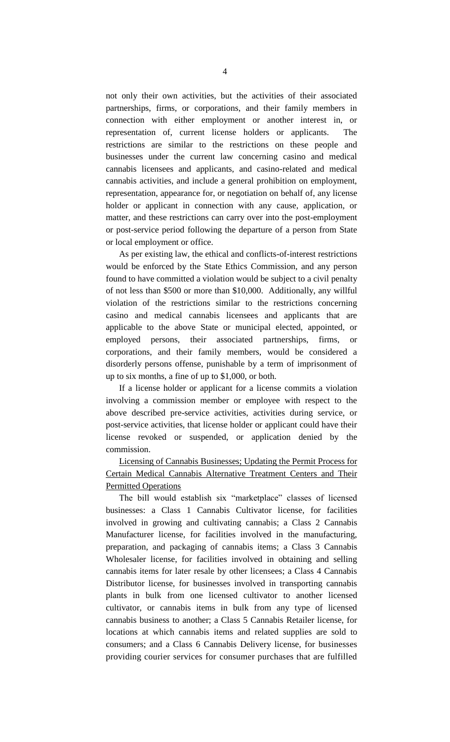not only their own activities, but the activities of their associated partnerships, firms, or corporations, and their family members in connection with either employment or another interest in, or representation of, current license holders or applicants. The restrictions are similar to the restrictions on these people and businesses under the current law concerning casino and medical cannabis licensees and applicants, and casino-related and medical cannabis activities, and include a general prohibition on employment, representation, appearance for, or negotiation on behalf of, any license holder or applicant in connection with any cause, application, or matter, and these restrictions can carry over into the post-employment or post-service period following the departure of a person from State or local employment or office.

As per existing law, the ethical and conflicts-of-interest restrictions would be enforced by the State Ethics Commission, and any person found to have committed a violation would be subject to a civil penalty of not less than $500 or more than $10,000. Additionally, any willful violation of the restrictions similar to the restrictions concerning casino and medical cannabis licensees and applicants that are applicable to the above State or municipal elected, appointed, or employed persons, their associated partnerships, firms, or corporations, and their family members, would be considered a disorderly persons offense, punishable by a term of imprisonment of up to six months, a fine of up to $1,000, or both.

If a license holder or applicant for a license commits a violation involving a commission member or employee with respect to the above described pre-service activities, activities during service, or post-service activities, that license holder or applicant could have their license revoked or suspended, or application denied by the commission.

<u>Licensing of Cannabis Businesses; Updating the Permit Process for Certain Medical Cannabis Alternative Treatment Centers and Their Permitted Operations</u>

The bill would establish six "marketplace" classes of licensed businesses: a Class 1 Cannabis Cultivator license, for facilities involved in growing and cultivating cannabis; a Class 2 Cannabis Manufacturer license, for facilities involved in the manufacturing, preparation, and packaging of cannabis items; a Class 3 Cannabis Wholesaler license, for facilities involved in obtaining and selling cannabis items for later resale by other licensees; a Class 4 Cannabis Distributor license, for businesses involved in transporting cannabis plants in bulk from one licensed cultivator to another licensed cultivator, or cannabis items in bulk from any type of licensed cannabis business to another; a Class 5 Cannabis Retailer license, for locations at which cannabis items and related supplies are sold to consumers; and a Class 6 Cannabis Delivery license, for businesses providing courier services for consumer purchases that are fulfilled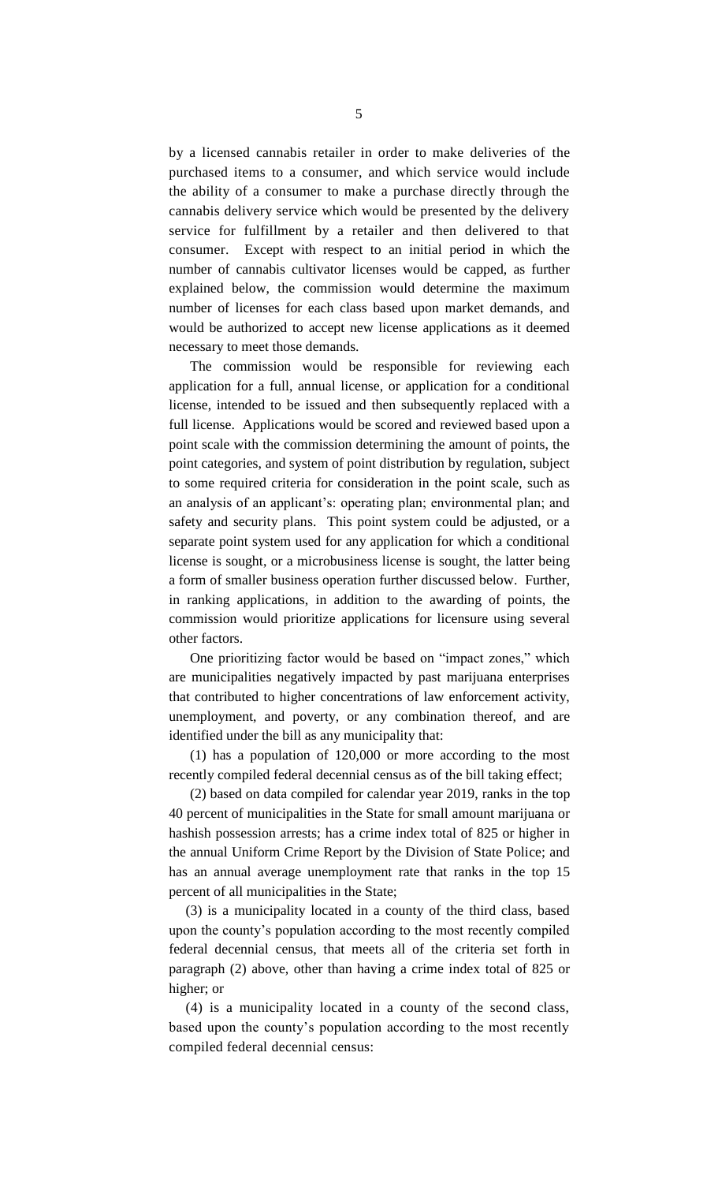by a licensed cannabis retailer in order to make deliveries of the purchased items to a consumer, and which service would include the ability of a consumer to make a purchase directly through the cannabis delivery service which would be presented by the delivery service for fulfillment by a retailer and then delivered to that consumer. Except with respect to an initial period in which the number of cannabis cultivator licenses would be capped, as further explained below, the commission would determine the maximum number of licenses for each class based upon market demands, and would be authorized to accept new license applications as it deemed necessary to meet those demands.

The commission would be responsible for reviewing each application for a full, annual license, or application for a conditional license, intended to be issued and then subsequently replaced with a full license. Applications would be scored and reviewed based upon a point scale with the commission determining the amount of points, the point categories, and system of point distribution by regulation, subject to some required criteria for consideration in the point scale, such as an analysis of an applicant's: operating plan; environmental plan; and safety and security plans. This point system could be adjusted, or a separate point system used for any application for which a conditional license is sought, or a microbusiness license is sought, the latter being a form of smaller business operation further discussed below. Further, in ranking applications, in addition to the awarding of points, the commission would prioritize applications for licensure using several other factors.

One prioritizing factor would be based on "impact zones," which are municipalities negatively impacted by past marijuana enterprises that contributed to higher concentrations of law enforcement activity, unemployment, and poverty, or any combination thereof, and are identified under the bill as any municipality that:

(1) has a population of 120,000 or more according to the most recently compiled federal decennial census as of the bill taking effect;

(2) based on data compiled for calendar year 2019, ranks in the top 40 percent of municipalities in the State for small amount marijuana or hashish possession arrests; has a crime index total of 825 or higher in the annual Uniform Crime Report by the Division of State Police; and has an annual average unemployment rate that ranks in the top 15 percent of all municipalities in the State;

(3) is a municipality located in a county of the third class, based upon the county's population according to the most recently compiled federal decennial census, that meets all of the criteria set forth in paragraph (2) above, other than having a crime index total of 825 or higher; or

(4) is a municipality located in a county of the second class, based upon the county's population according to the most recently compiled federal decennial census: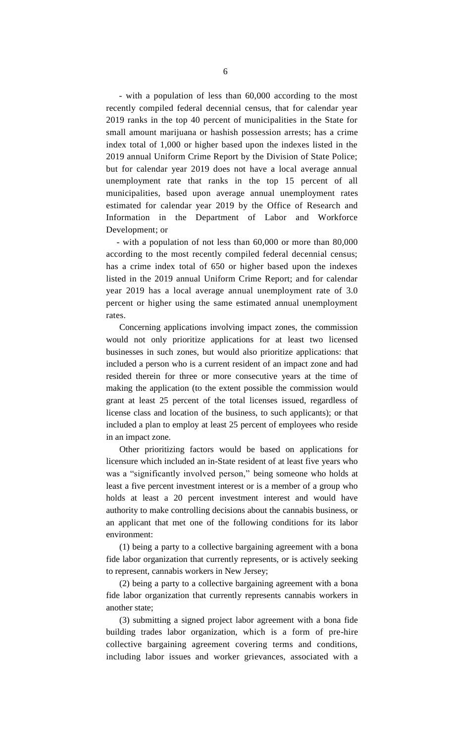- with a population of less than 60,000 according to the most recently compiled federal decennial census, that for calendar year 2019 ranks in the top 40 percent of municipalities in the State for small amount marijuana or hashish possession arrests; has a crime index total of 1,000 or higher based upon the indexes listed in the 2019 annual Uniform Crime Report by the Division of State Police; but for calendar year 2019 does not have a local average annual unemployment rate that ranks in the top 15 percent of all municipalities, based upon average annual unemployment rates estimated for calendar year 2019 by the Office of Research and Information in the Department of Labor and Workforce Development; or

- with a population of not less than 60,000 or more than 80,000 according to the most recently compiled federal decennial census; has a crime index total of 650 or higher based upon the indexes listed in the 2019 annual Uniform Crime Report; and for calendar year 2019 has a local average annual unemployment rate of 3.0 percent or higher using the same estimated annual unemployment rates.

Concerning applications involving impact zones, the commission would not only prioritize applications for at least two licensed businesses in such zones, but would also prioritize applications: that included a person who is a current resident of an impact zone and had resided therein for three or more consecutive years at the time of making the application (to the extent possible the commission would grant at least 25 percent of the total licenses issued, regardless of license class and location of the business, to such applicants); or that included a plan to employ at least 25 percent of employees who reside in an impact zone.

Other prioritizing factors would be based on applications for licensure which included an in-State resident of at least five years who was a "significantly involved person," being someone who holds at least a five percent investment interest or is a member of a group who holds at least a 20 percent investment interest and would have authority to make controlling decisions about the cannabis business, or an applicant that met one of the following conditions for its labor environment:

(1) being a party to a collective bargaining agreement with a bona fide labor organization that currently represents, or is actively seeking to represent, cannabis workers in New Jersey;

(2) being a party to a collective bargaining agreement with a bona fide labor organization that currently represents cannabis workers in another state;

(3) submitting a signed project labor agreement with a bona fide building trades labor organization, which is a form of pre-hire collective bargaining agreement covering terms and conditions, including labor issues and worker grievances, associated with a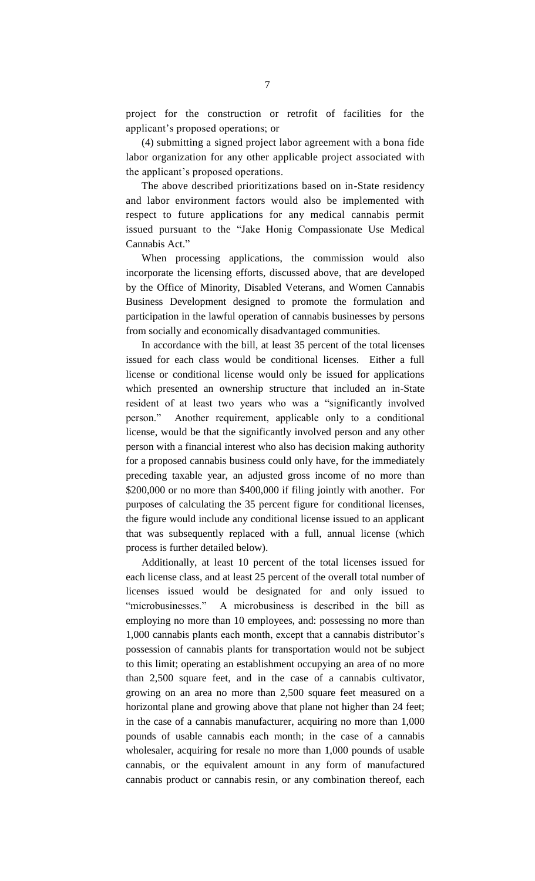project for the construction or retrofit of facilities for the applicant's proposed operations; or

(4) submitting a signed project labor agreement with a bona fide labor organization for any other applicable project associated with the applicant's proposed operations.

The above described prioritizations based on in-State residency and labor environment factors would also be implemented with respect to future applications for any medical cannabis permit issued pursuant to the "Jake Honig Compassionate Use Medical Cannabis Act."

When processing applications, the commission would also incorporate the licensing efforts, discussed above, that are developed by the Office of Minority, Disabled Veterans, and Women Cannabis Business Development designed to promote the formulation and participation in the lawful operation of cannabis businesses by persons from socially and economically disadvantaged communities.

In accordance with the bill, at least 35 percent of the total licenses issued for each class would be conditional licenses. Either a full license or conditional license would only be issued for applications which presented an ownership structure that included an in-State resident of at least two years who was a "significantly involved person." Another requirement, applicable only to a conditional license, would be that the significantly involved person and any other person with a financial interest who also has decision making authority for a proposed cannabis business could only have, for the immediately preceding taxable year, an adjusted gross income of no more than $200,000 or no more than $400,000 if filing jointly with another. For purposes of calculating the 35 percent figure for conditional licenses, the figure would include any conditional license issued to an applicant that was subsequently replaced with a full, annual license (which process is further detailed below).

Additionally, at least 10 percent of the total licenses issued for each license class, and at least 25 percent of the overall total number of licenses issued would be designated for and only issued to "microbusinesses." A microbusiness is described in the bill as employing no more than 10 employees, and: possessing no more than 1,000 cannabis plants each month, except that a cannabis distributor's possession of cannabis plants for transportation would not be subject to this limit; operating an establishment occupying an area of no more than 2,500 square feet, and in the case of a cannabis cultivator, growing on an area no more than 2,500 square feet measured on a horizontal plane and growing above that plane not higher than 24 feet; in the case of a cannabis manufacturer, acquiring no more than 1,000 pounds of usable cannabis each month; in the case of a cannabis wholesaler, acquiring for resale no more than 1,000 pounds of usable cannabis, or the equivalent amount in any form of manufactured cannabis product or cannabis resin, or any combination thereof, each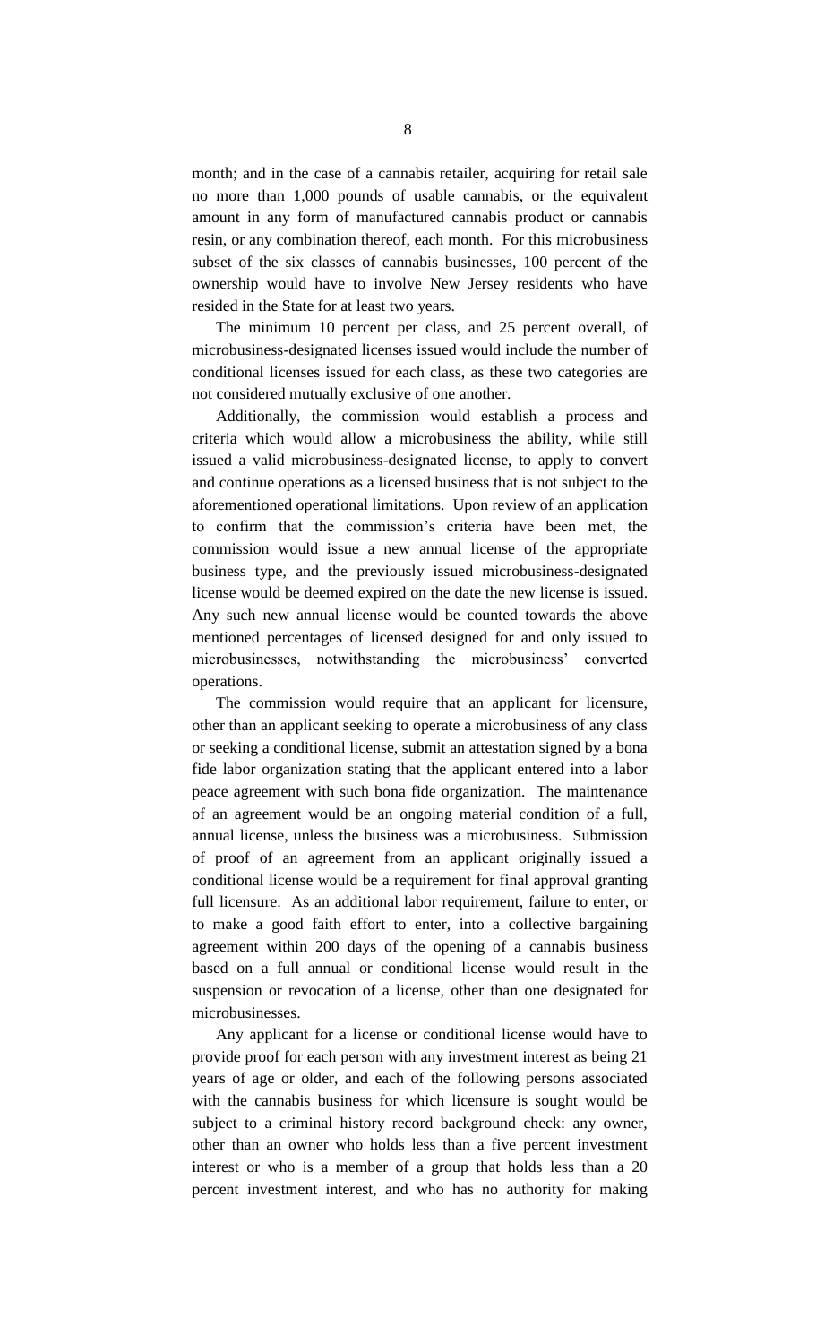month; and in the case of a cannabis retailer, acquiring for retail sale no more than 1,000 pounds of usable cannabis, or the equivalent amount in any form of manufactured cannabis product or cannabis resin, or any combination thereof, each month. For this microbusiness subset of the six classes of cannabis businesses, 100 percent of the ownership would have to involve New Jersey residents who have resided in the State for at least two years.

The minimum 10 percent per class, and 25 percent overall, of microbusiness-designated licenses issued would include the number of conditional licenses issued for each class, as these two categories are not considered mutually exclusive of one another.

Additionally, the commission would establish a process and criteria which would allow a microbusiness the ability, while still issued a valid microbusiness-designated license, to apply to convert and continue operations as a licensed business that is not subject to the aforementioned operational limitations. Upon review of an application to confirm that the commission's criteria have been met, the commission would issue a new annual license of the appropriate business type, and the previously issued microbusiness-designated license would be deemed expired on the date the new license is issued. Any such new annual license would be counted towards the above mentioned percentages of licensed designed for and only issued to microbusinesses, notwithstanding the microbusiness' converted operations.

The commission would require that an applicant for licensure, other than an applicant seeking to operate a microbusiness of any class or seeking a conditional license, submit an attestation signed by a bona fide labor organization stating that the applicant entered into a labor peace agreement with such bona fide organization. The maintenance of an agreement would be an ongoing material condition of a full, annual license, unless the business was a microbusiness. Submission of proof of an agreement from an applicant originally issued a conditional license would be a requirement for final approval granting full licensure. As an additional labor requirement, failure to enter, or to make a good faith effort to enter, into a collective bargaining agreement within 200 days of the opening of a cannabis business based on a full annual or conditional license would result in the suspension or revocation of a license, other than one designated for microbusinesses.

Any applicant for a license or conditional license would have to provide proof for each person with any investment interest as being 21 years of age or older, and each of the following persons associated with the cannabis business for which licensure is sought would be subject to a criminal history record background check: any owner, other than an owner who holds less than a five percent investment interest or who is a member of a group that holds less than a 20 percent investment interest, and who has no authority for making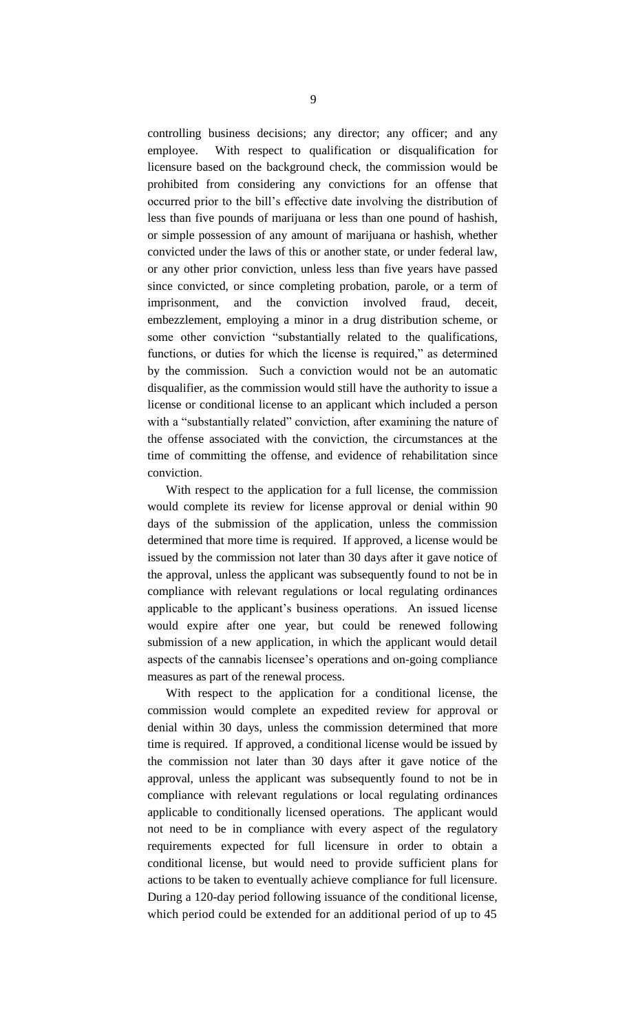controlling business decisions; any director; any officer; and any employee. With respect to qualification or disqualification for licensure based on the background check, the commission would be prohibited from considering any convictions for an offense that occurred prior to the bill's effective date involving the distribution of less than five pounds of marijuana or less than one pound of hashish, or simple possession of any amount of marijuana or hashish, whether convicted under the laws of this or another state, or under federal law, or any other prior conviction, unless less than five years have passed since convicted, or since completing probation, parole, or a term of imprisonment, and the conviction involved fraud, deceit, embezzlement, employing a minor in a drug distribution scheme, or some other conviction "substantially related to the qualifications, functions, or duties for which the license is required," as determined by the commission. Such a conviction would not be an automatic disqualifier, as the commission would still have the authority to issue a license or conditional license to an applicant which included a person with a "substantially related" conviction, after examining the nature of the offense associated with the conviction, the circumstances at the time of committing the offense, and evidence of rehabilitation since conviction.

With respect to the application for a full license, the commission would complete its review for license approval or denial within 90 days of the submission of the application, unless the commission determined that more time is required. If approved, a license would be issued by the commission not later than 30 days after it gave notice of the approval, unless the applicant was subsequently found to not be in compliance with relevant regulations or local regulating ordinances applicable to the applicant's business operations. An issued license would expire after one year, but could be renewed following submission of a new application, in which the applicant would detail aspects of the cannabis licensee's operations and on-going compliance measures as part of the renewal process.

With respect to the application for a conditional license, the commission would complete an expedited review for approval or denial within 30 days, unless the commission determined that more time is required. If approved, a conditional license would be issued by the commission not later than 30 days after it gave notice of the approval, unless the applicant was subsequently found to not be in compliance with relevant regulations or local regulating ordinances applicable to conditionally licensed operations. The applicant would not need to be in compliance with every aspect of the regulatory requirements expected for full licensure in order to obtain a conditional license, but would need to provide sufficient plans for actions to be taken to eventually achieve compliance for full licensure. During a 120-day period following issuance of the conditional license, which period could be extended for an additional period of up to 45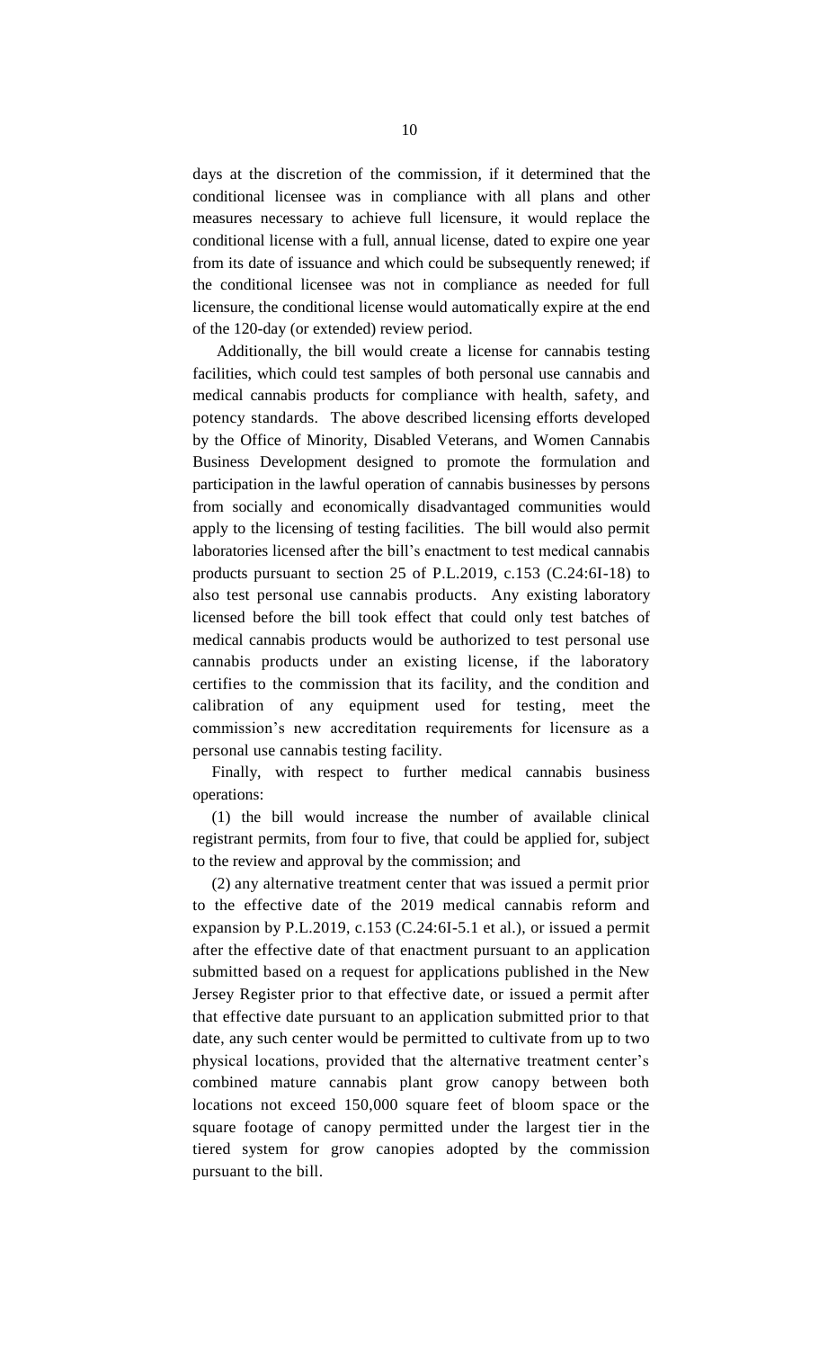days at the discretion of the commission, if it determined that the conditional licensee was in compliance with all plans and other measures necessary to achieve full licensure, it would replace the conditional license with a full, annual license, dated to expire one year from its date of issuance and which could be subsequently renewed; if the conditional licensee was not in compliance as needed for full licensure, the conditional license would automatically expire at the end of the 120-day (or extended) review period.

Additionally, the bill would create a license for cannabis testing facilities, which could test samples of both personal use cannabis and medical cannabis products for compliance with health, safety, and potency standards. The above described licensing efforts developed by the Office of Minority, Disabled Veterans, and Women Cannabis Business Development designed to promote the formulation and participation in the lawful operation of cannabis businesses by persons from socially and economically disadvantaged communities would apply to the licensing of testing facilities. The bill would also permit laboratories licensed after the bill's enactment to test medical cannabis products pursuant to section 25 of P.L.2019, c.153 (C.24:6I-18) to also test personal use cannabis products. Any existing laboratory licensed before the bill took effect that could only test batches of medical cannabis products would be authorized to test personal use cannabis products under an existing license, if the laboratory certifies to the commission that its facility, and the condition and calibration of any equipment used for testing, meet the commission's new accreditation requirements for licensure as a personal use cannabis testing facility.

Finally, with respect to further medical cannabis business operations:

(1) the bill would increase the number of available clinical registrant permits, from four to five, that could be applied for, subject to the review and approval by the commission; and

(2) any alternative treatment center that was issued a permit prior to the effective date of the 2019 medical cannabis reform and expansion by P.L.2019, c.153 (C.24:6I-5.1 et al.), or issued a permit after the effective date of that enactment pursuant to an application submitted based on a request for applications published in the New Jersey Register prior to that effective date, or issued a permit after that effective date pursuant to an application submitted prior to that date, any such center would be permitted to cultivate from up to two physical locations, provided that the alternative treatment center's combined mature cannabis plant grow canopy between both locations not exceed 150,000 square feet of bloom space or the square footage of canopy permitted under the largest tier in the tiered system for grow canopies adopted by the commission pursuant to the bill.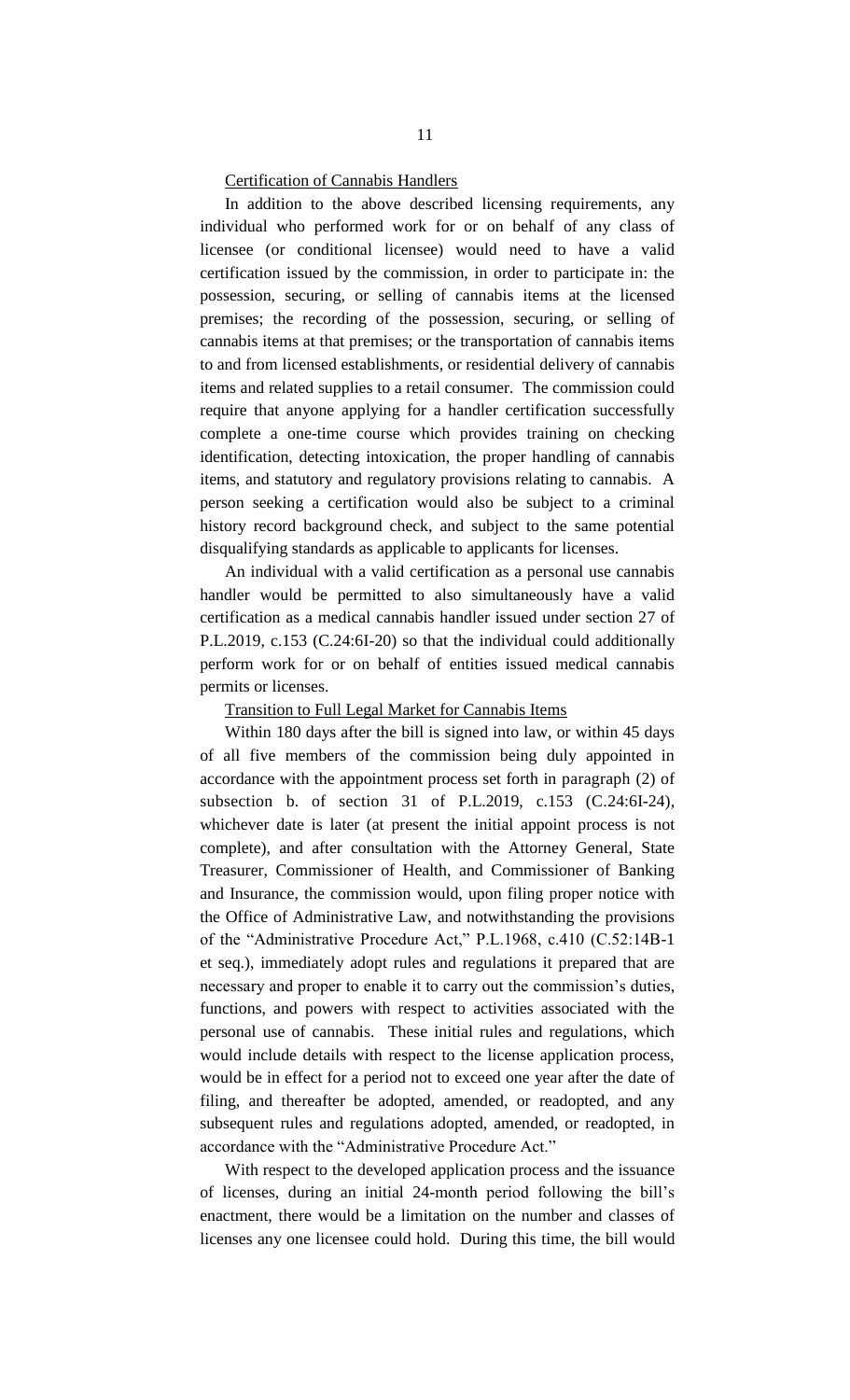Certification of Cannabis Handlers

In addition to the above described licensing requirements, any individual who performed work for or on behalf of any class of licensee (or conditional licensee) would need to have a valid certification issued by the commission, in order to participate in: the possession, securing, or selling of cannabis items at the licensed premises; the recording of the possession, securing, or selling of cannabis items at that premises; or the transportation of cannabis items to and from licensed establishments, or residential delivery of cannabis items and related supplies to a retail consumer. The commission could require that anyone applying for a handler certification successfully complete a one-time course which provides training on checking identification, detecting intoxication, the proper handling of cannabis items, and statutory and regulatory provisions relating to cannabis. A person seeking a certification would also be subject to a criminal history record background check, and subject to the same potential disqualifying standards as applicable to applicants for licenses.

An individual with a valid certification as a personal use cannabis handler would be permitted to also simultaneously have a valid certification as a medical cannabis handler issued under section 27 of P.L.2019, c.153 (C.24:6I-20) so that the individual could additionally perform work for or on behalf of entities issued medical cannabis permits or licenses.

Transition to Full Legal Market for Cannabis Items

Within 180 days after the bill is signed into law, or within 45 days of all five members of the commission being duly appointed in accordance with the appointment process set forth in paragraph (2) of subsection b. of section 31 of P.L.2019, c.153 (C.24:6I-24), whichever date is later (at present the initial appoint process is not complete), and after consultation with the Attorney General, State Treasurer, Commissioner of Health, and Commissioner of Banking and Insurance, the commission would, upon filing proper notice with the Office of Administrative Law, and notwithstanding the provisions of the "Administrative Procedure Act," P.L.1968, c.410 (C.52:14B-1 et seq.), immediately adopt rules and regulations it prepared that are necessary and proper to enable it to carry out the commission's duties, functions, and powers with respect to activities associated with the personal use of cannabis. These initial rules and regulations, which would include details with respect to the license application process, would be in effect for a period not to exceed one year after the date of filing, and thereafter be adopted, amended, or readopted, and any subsequent rules and regulations adopted, amended, or readopted, in accordance with the "Administrative Procedure Act."

With respect to the developed application process and the issuance of licenses, during an initial 24-month period following the bill's enactment, there would be a limitation on the number and classes of licenses any one licensee could hold. During this time, the bill would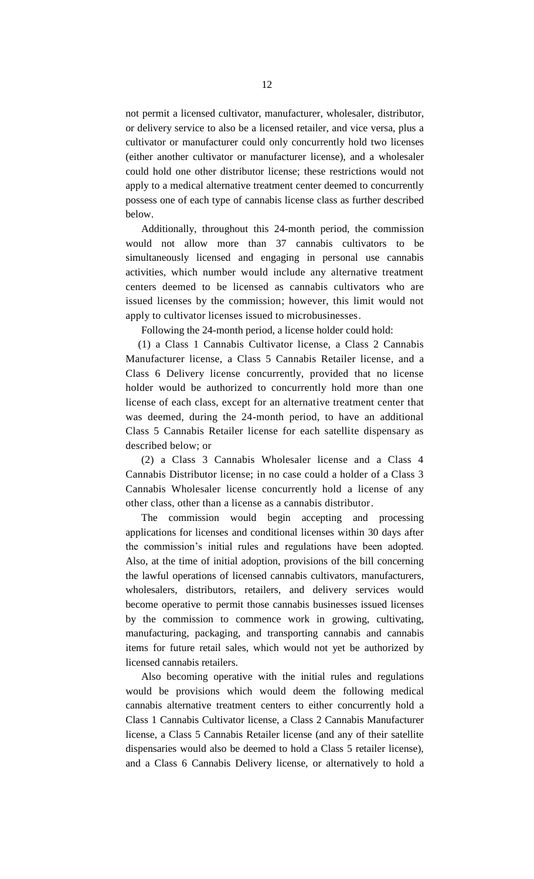not permit a licensed cultivator, manufacturer, wholesaler, distributor, or delivery service to also be a licensed retailer, and vice versa, plus a cultivator or manufacturer could only concurrently hold two licenses (either another cultivator or manufacturer license), and a wholesaler could hold one other distributor license; these restrictions would not apply to a medical alternative treatment center deemed to concurrently possess one of each type of cannabis license class as further described below.

Additionally, throughout this 24-month period, the commission would not allow more than 37 cannabis cultivators to be simultaneously licensed and engaging in personal use cannabis activities, which number would include any alternative treatment centers deemed to be licensed as cannabis cultivators who are issued licenses by the commission; however, this limit would not apply to cultivator licenses issued to microbusinesses.

Following the 24-month period, a license holder could hold:

(1) a Class 1 Cannabis Cultivator license, a Class 2 Cannabis Manufacturer license, a Class 5 Cannabis Retailer license, and a Class 6 Delivery license concurrently, provided that no license holder would be authorized to concurrently hold more than one license of each class, except for an alternative treatment center that was deemed, during the 24-month period, to have an additional Class 5 Cannabis Retailer license for each satellite dispensary as described below; or

(2) a Class 3 Cannabis Wholesaler license and a Class 4 Cannabis Distributor license; in no case could a holder of a Class 3 Cannabis Wholesaler license concurrently hold a license of any other class, other than a license as a cannabis distributor.

The commission would begin accepting and processing applications for licenses and conditional licenses within 30 days after the commission's initial rules and regulations have been adopted. Also, at the time of initial adoption, provisions of the bill concerning the lawful operations of licensed cannabis cultivators, manufacturers, wholesalers, distributors, retailers, and delivery services would become operative to permit those cannabis businesses issued licenses by the commission to commence work in growing, cultivating, manufacturing, packaging, and transporting cannabis and cannabis items for future retail sales, which would not yet be authorized by licensed cannabis retailers.

Also becoming operative with the initial rules and regulations would be provisions which would deem the following medical cannabis alternative treatment centers to either concurrently hold a Class 1 Cannabis Cultivator license, a Class 2 Cannabis Manufacturer license, a Class 5 Cannabis Retailer license (and any of their satellite dispensaries would also be deemed to hold a Class 5 retailer license), and a Class 6 Cannabis Delivery license, or alternatively to hold a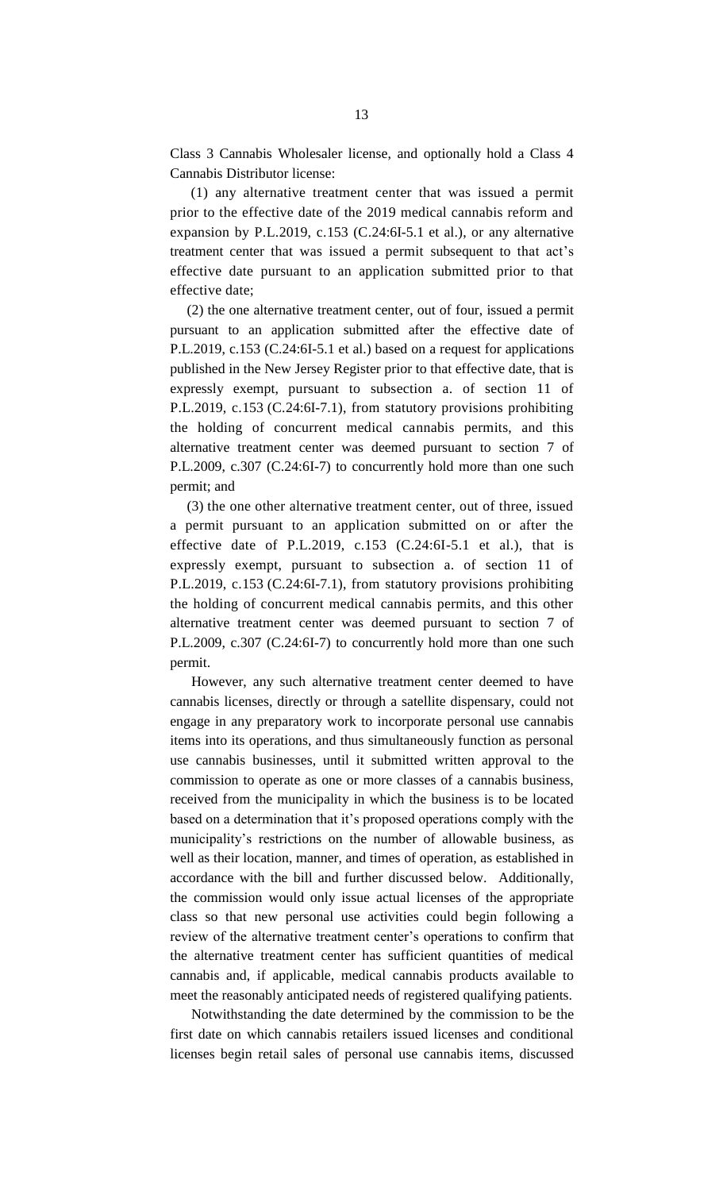Class 3 Cannabis Wholesaler license, and optionally hold a Class 4 Cannabis Distributor license:

(1) any alternative treatment center that was issued a permit prior to the effective date of the 2019 medical cannabis reform and expansion by P.L.2019, c.153 (C.24:6I-5.1 et al.), or any alternative treatment center that was issued a permit subsequent to that act's effective date pursuant to an application submitted prior to that effective date;

(2) the one alternative treatment center, out of four, issued a permit pursuant to an application submitted after the effective date of P.L.2019, c.153 (C.24:6I-5.1 et al.) based on a request for applications published in the New Jersey Register prior to that effective date, that is expressly exempt, pursuant to subsection a. of section 11 of P.L.2019, c.153 (C.24:6I-7.1), from statutory provisions prohibiting the holding of concurrent medical cannabis permits, and this alternative treatment center was deemed pursuant to section 7 of P.L.2009, c.307 (C.24:6I-7) to concurrently hold more than one such permit; and

(3) the one other alternative treatment center, out of three, issued a permit pursuant to an application submitted on or after the effective date of P.L.2019, c.153 (C.24:6I-5.1 et al.), that is expressly exempt, pursuant to subsection a. of section 11 of P.L.2019, c.153 (C.24:6I-7.1), from statutory provisions prohibiting the holding of concurrent medical cannabis permits, and this other alternative treatment center was deemed pursuant to section 7 of P.L.2009, c.307 (C.24:6I-7) to concurrently hold more than one such permit.

However, any such alternative treatment center deemed to have cannabis licenses, directly or through a satellite dispensary, could not engage in any preparatory work to incorporate personal use cannabis items into its operations, and thus simultaneously function as personal use cannabis businesses, until it submitted written approval to the commission to operate as one or more classes of a cannabis business, received from the municipality in which the business is to be located based on a determination that it's proposed operations comply with the municipality's restrictions on the number of allowable business, as well as their location, manner, and times of operation, as established in accordance with the bill and further discussed below. Additionally, the commission would only issue actual licenses of the appropriate class so that new personal use activities could begin following a review of the alternative treatment center's operations to confirm that the alternative treatment center has sufficient quantities of medical cannabis and, if applicable, medical cannabis products available to meet the reasonably anticipated needs of registered qualifying patients.

Notwithstanding the date determined by the commission to be the first date on which cannabis retailers issued licenses and conditional licenses begin retail sales of personal use cannabis items, discussed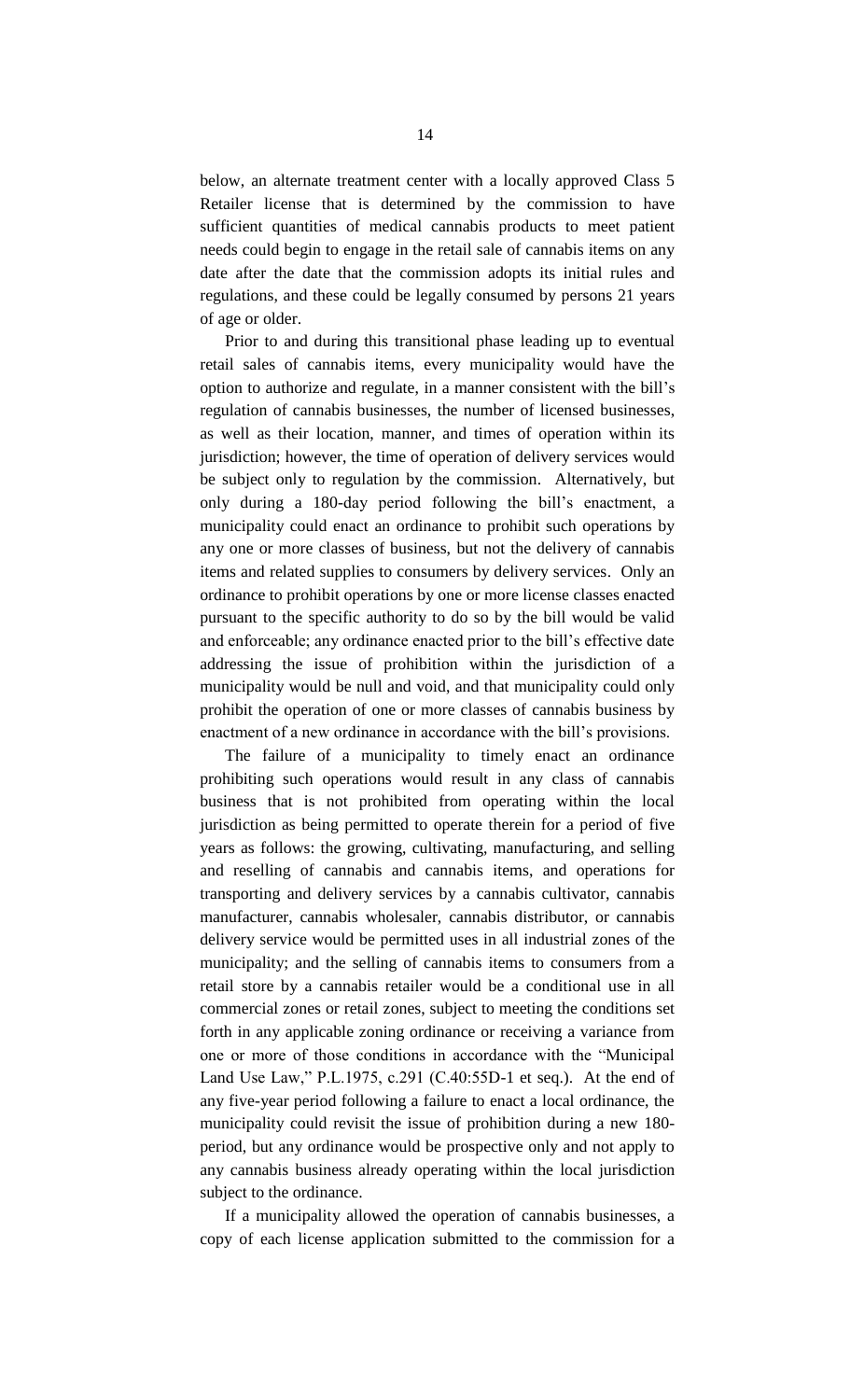below, an alternate treatment center with a locally approved Class 5 Retailer license that is determined by the commission to have sufficient quantities of medical cannabis products to meet patient needs could begin to engage in the retail sale of cannabis items on any date after the date that the commission adopts its initial rules and regulations, and these could be legally consumed by persons 21 years of age or older.

Prior to and during this transitional phase leading up to eventual retail sales of cannabis items, every municipality would have the option to authorize and regulate, in a manner consistent with the bill's regulation of cannabis businesses, the number of licensed businesses, as well as their location, manner, and times of operation within its jurisdiction; however, the time of operation of delivery services would be subject only to regulation by the commission. Alternatively, but only during a 180-day period following the bill's enactment, a municipality could enact an ordinance to prohibit such operations by any one or more classes of business, but not the delivery of cannabis items and related supplies to consumers by delivery services. Only an ordinance to prohibit operations by one or more license classes enacted pursuant to the specific authority to do so by the bill would be valid and enforceable; any ordinance enacted prior to the bill's effective date addressing the issue of prohibition within the jurisdiction of a municipality would be null and void, and that municipality could only prohibit the operation of one or more classes of cannabis business by enactment of a new ordinance in accordance with the bill's provisions.

The failure of a municipality to timely enact an ordinance prohibiting such operations would result in any class of cannabis business that is not prohibited from operating within the local jurisdiction as being permitted to operate therein for a period of five years as follows: the growing, cultivating, manufacturing, and selling and reselling of cannabis and cannabis items, and operations for transporting and delivery services by a cannabis cultivator, cannabis manufacturer, cannabis wholesaler, cannabis distributor, or cannabis delivery service would be permitted uses in all industrial zones of the municipality; and the selling of cannabis items to consumers from a retail store by a cannabis retailer would be a conditional use in all commercial zones or retail zones, subject to meeting the conditions set forth in any applicable zoning ordinance or receiving a variance from one or more of those conditions in accordance with the "Municipal Land Use Law," P.L.1975, c.291 (C.40:55D-1 et seq.). At the end of any five-year period following a failure to enact a local ordinance, the municipality could revisit the issue of prohibition during a new 180-period, but any ordinance would be prospective only and not apply to any cannabis business already operating within the local jurisdiction subject to the ordinance.

If a municipality allowed the operation of cannabis businesses, a copy of each license application submitted to the commission for a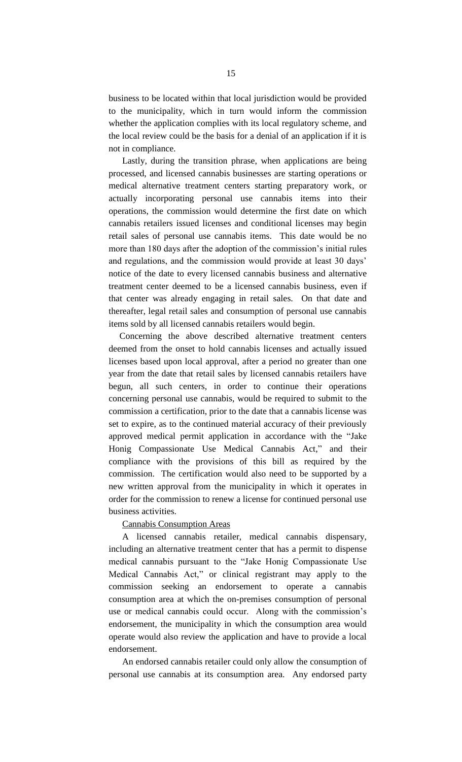business to be located within that local jurisdiction would be provided to the municipality, which in turn would inform the commission whether the application complies with its local regulatory scheme, and the local review could be the basis for a denial of an application if it is not in compliance.

Lastly, during the transition phrase, when applications are being processed, and licensed cannabis businesses are starting operations or medical alternative treatment centers starting preparatory work, or actually incorporating personal use cannabis items into their operations, the commission would determine the first date on which cannabis retailers issued licenses and conditional licenses may begin retail sales of personal use cannabis items. This date would be no more than 180 days after the adoption of the commission's initial rules and regulations, and the commission would provide at least 30 days' notice of the date to every licensed cannabis business and alternative treatment center deemed to be a licensed cannabis business, even if that center was already engaging in retail sales. On that date and thereafter, legal retail sales and consumption of personal use cannabis items sold by all licensed cannabis retailers would begin.

Concerning the above described alternative treatment centers deemed from the onset to hold cannabis licenses and actually issued licenses based upon local approval, after a period no greater than one year from the date that retail sales by licensed cannabis retailers have begun, all such centers, in order to continue their operations concerning personal use cannabis, would be required to submit to the commission a certification, prior to the date that a cannabis license was set to expire, as to the continued material accuracy of their previously approved medical permit application in accordance with the "Jake Honig Compassionate Use Medical Cannabis Act," and their compliance with the provisions of this bill as required by the commission. The certification would also need to be supported by a new written approval from the municipality in which it operates in order for the commission to renew a license for continued personal use business activities.

Cannabis Consumption Areas

A licensed cannabis retailer, medical cannabis dispensary, including an alternative treatment center that has a permit to dispense medical cannabis pursuant to the "Jake Honig Compassionate Use Medical Cannabis Act," or clinical registrant may apply to the commission seeking an endorsement to operate a cannabis consumption area at which the on-premises consumption of personal use or medical cannabis could occur. Along with the commission's endorsement, the municipality in which the consumption area would operate would also review the application and have to provide a local endorsement.

An endorsed cannabis retailer could only allow the consumption of personal use cannabis at its consumption area. Any endorsed party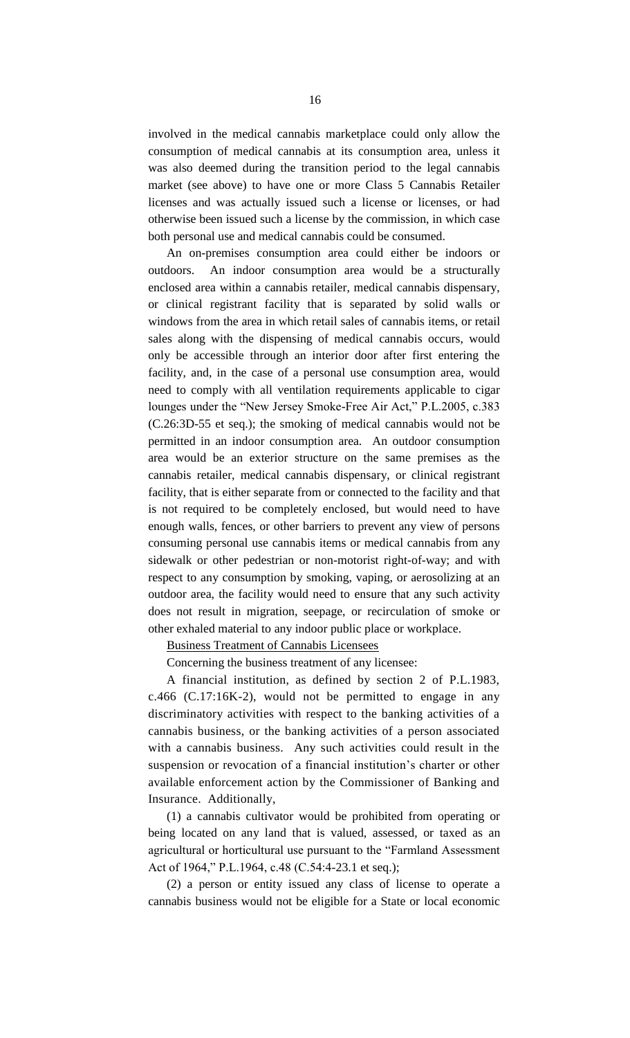involved in the medical cannabis marketplace could only allow the consumption of medical cannabis at its consumption area, unless it was also deemed during the transition period to the legal cannabis market (see above) to have one or more Class 5 Cannabis Retailer licenses and was actually issued such a license or licenses, or had otherwise been issued such a license by the commission, in which case both personal use and medical cannabis could be consumed.

An on-premises consumption area could either be indoors or outdoors. An indoor consumption area would be a structurally enclosed area within a cannabis retailer, medical cannabis dispensary, or clinical registrant facility that is separated by solid walls or windows from the area in which retail sales of cannabis items, or retail sales along with the dispensing of medical cannabis occurs, would only be accessible through an interior door after first entering the facility, and, in the case of a personal use consumption area, would need to comply with all ventilation requirements applicable to cigar lounges under the "New Jersey Smoke-Free Air Act," P.L.2005, c.383 (C.26:3D-55 et seq.); the smoking of medical cannabis would not be permitted in an indoor consumption area. An outdoor consumption area would be an exterior structure on the same premises as the cannabis retailer, medical cannabis dispensary, or clinical registrant facility, that is either separate from or connected to the facility and that is not required to be completely enclosed, but would need to have enough walls, fences, or other barriers to prevent any view of persons consuming personal use cannabis items or medical cannabis from any sidewalk or other pedestrian or non-motorist right-of-way; and with respect to any consumption by smoking, vaping, or aerosolizing at an outdoor area, the facility would need to ensure that any such activity does not result in migration, seepage, or recirculation of smoke or other exhaled material to any indoor public place or workplace.

<u>Business Treatment of Cannabis Licensees</u>

Concerning the business treatment of any licensee:

A financial institution, as defined by section 2 of P.L.1983, c.466 (C.17:16K-2), would not be permitted to engage in any discriminatory activities with respect to the banking activities of a cannabis business, or the banking activities of a person associated with a cannabis business. Any such activities could result in the suspension or revocation of a financial institution's charter or other available enforcement action by the Commissioner of Banking and Insurance. Additionally,

(1) a cannabis cultivator would be prohibited from operating or being located on any land that is valued, assessed, or taxed as an agricultural or horticultural use pursuant to the "Farmland Assessment Act of 1964," P.L.1964, c.48 (C.54:4-23.1 et seq.);

(2) a person or entity issued any class of license to operate a cannabis business would not be eligible for a State or local economic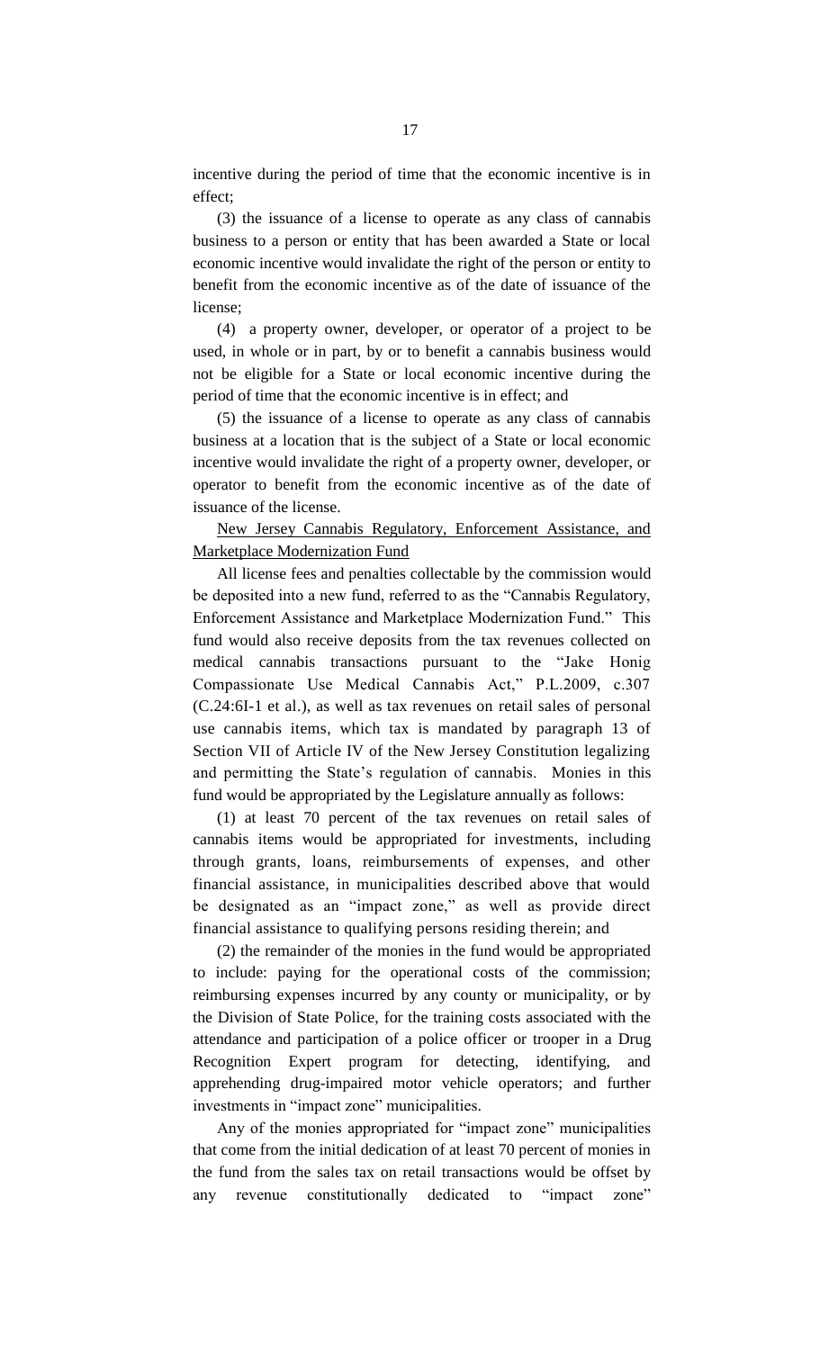incentive during the period of time that the economic incentive is in effect;

(3) the issuance of a license to operate as any class of cannabis business to a person or entity that has been awarded a State or local economic incentive would invalidate the right of the person or entity to benefit from the economic incentive as of the date of issuance of the license;

(4) a property owner, developer, or operator of a project to be used, in whole or in part, by or to benefit a cannabis business would not be eligible for a State or local economic incentive during the period of time that the economic incentive is in effect; and

(5) the issuance of a license to operate as any class of cannabis business at a location that is the subject of a State or local economic incentive would invalidate the right of a property owner, developer, or operator to benefit from the economic incentive as of the date of issuance of the license.

<u>New Jersey Cannabis Regulatory, Enforcement Assistance, and Marketplace Modernization Fund</u>

All license fees and penalties collectable by the commission would be deposited into a new fund, referred to as the "Cannabis Regulatory, Enforcement Assistance and Marketplace Modernization Fund." This fund would also receive deposits from the tax revenues collected on medical cannabis transactions pursuant to the "Jake Honig Compassionate Use Medical Cannabis Act," P.L.2009, c.307 (C.24:6I-1 et al.), as well as tax revenues on retail sales of personal use cannabis items, which tax is mandated by paragraph 13 of Section VII of Article IV of the New Jersey Constitution legalizing and permitting the State's regulation of cannabis. Monies in this fund would be appropriated by the Legislature annually as follows:

(1) at least 70 percent of the tax revenues on retail sales of cannabis items would be appropriated for investments, including through grants, loans, reimbursements of expenses, and other financial assistance, in municipalities described above that would be designated as an "impact zone," as well as provide direct financial assistance to qualifying persons residing therein; and

(2) the remainder of the monies in the fund would be appropriated to include: paying for the operational costs of the commission; reimbursing expenses incurred by any county or municipality, or by the Division of State Police, for the training costs associated with the attendance and participation of a police officer or trooper in a Drug Recognition Expert program for detecting, identifying, and apprehending drug-impaired motor vehicle operators; and further investments in "impact zone" municipalities.

Any of the monies appropriated for "impact zone" municipalities that come from the initial dedication of at least 70 percent of monies in the fund from the sales tax on retail transactions would be offset by any revenue constitutionally dedicated to "impact zone"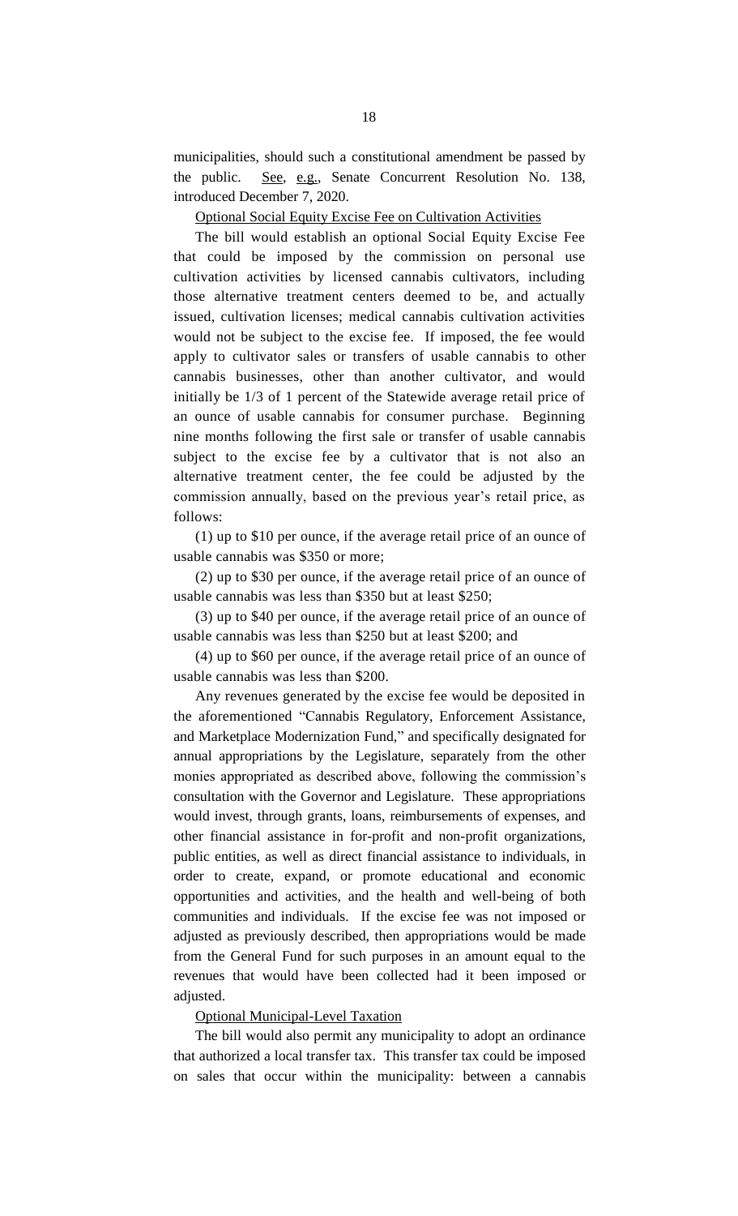municipalities, should such a constitutional amendment be passed by the public. See, e.g., Senate Concurrent Resolution No. 138, introduced December 7, 2020.

Optional Social Equity Excise Fee on Cultivation Activities

The bill would establish an optional Social Equity Excise Fee that could be imposed by the commission on personal use cultivation activities by licensed cannabis cultivators, including those alternative treatment centers deemed to be, and actually issued, cultivation licenses; medical cannabis cultivation activities would not be subject to the excise fee. If imposed, the fee would apply to cultivator sales or transfers of usable cannabis to other cannabis businesses, other than another cultivator, and would initially be 1/3 of 1 percent of the Statewide average retail price of an ounce of usable cannabis for consumer purchase. Beginning nine months following the first sale or transfer of usable cannabis subject to the excise fee by a cultivator that is not also an alternative treatment center, the fee could be adjusted by the commission annually, based on the previous year's retail price, as follows:

(1) up to $10 per ounce, if the average retail price of an ounce of usable cannabis was $350 or more;

(2) up to $30 per ounce, if the average retail price of an ounce of usable cannabis was less than $350 but at least $250;

(3) up to $40 per ounce, if the average retail price of an ounce of usable cannabis was less than $250 but at least $200; and

(4) up to $60 per ounce, if the average retail price of an ounce of usable cannabis was less than $200.

Any revenues generated by the excise fee would be deposited in the aforementioned "Cannabis Regulatory, Enforcement Assistance, and Marketplace Modernization Fund," and specifically designated for annual appropriations by the Legislature, separately from the other monies appropriated as described above, following the commission's consultation with the Governor and Legislature. These appropriations would invest, through grants, loans, reimbursements of expenses, and other financial assistance in for-profit and non-profit organizations, public entities, as well as direct financial assistance to individuals, in order to create, expand, or promote educational and economic opportunities and activities, and the health and well-being of both communities and individuals. If the excise fee was not imposed or adjusted as previously described, then appropriations would be made from the General Fund for such purposes in an amount equal to the revenues that would have been collected had it been imposed or adjusted.

Optional Municipal-Level Taxation

The bill would also permit any municipality to adopt an ordinance that authorized a local transfer tax. This transfer tax could be imposed on sales that occur within the municipality: between a cannabis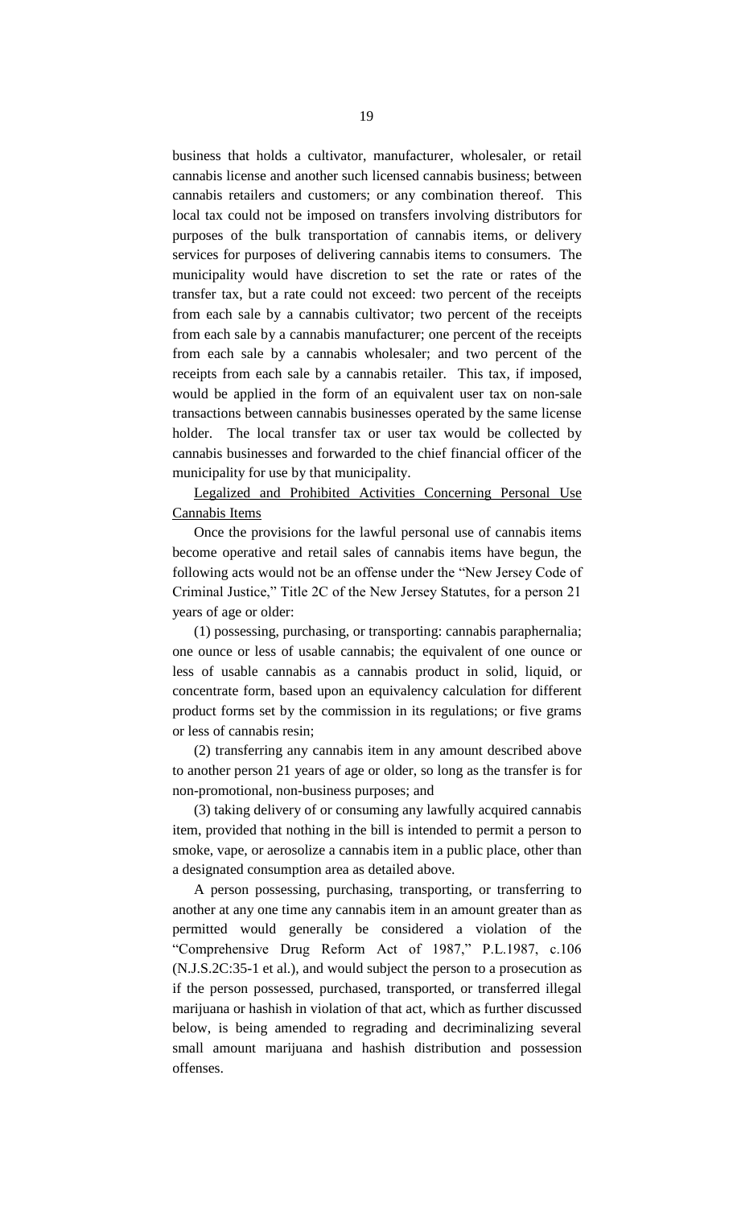business that holds a cultivator, manufacturer, wholesaler, or retail cannabis license and another such licensed cannabis business; between cannabis retailers and customers; or any combination thereof. This local tax could not be imposed on transfers involving distributors for purposes of the bulk transportation of cannabis items, or delivery services for purposes of delivering cannabis items to consumers. The municipality would have discretion to set the rate or rates of the transfer tax, but a rate could not exceed: two percent of the receipts from each sale by a cannabis cultivator; two percent of the receipts from each sale by a cannabis manufacturer; one percent of the receipts from each sale by a cannabis wholesaler; and two percent of the receipts from each sale by a cannabis retailer. This tax, if imposed, would be applied in the form of an equivalent user tax on non-sale transactions between cannabis businesses operated by the same license holder. The local transfer tax or user tax would be collected by cannabis businesses and forwarded to the chief financial officer of the municipality for use by that municipality.

Legalized and Prohibited Activities Concerning Personal Use Cannabis Items

Once the provisions for the lawful personal use of cannabis items become operative and retail sales of cannabis items have begun, the following acts would not be an offense under the "New Jersey Code of Criminal Justice," Title 2C of the New Jersey Statutes, for a person 21 years of age or older:

(1) possessing, purchasing, or transporting: cannabis paraphernalia; one ounce or less of usable cannabis; the equivalent of one ounce or less of usable cannabis as a cannabis product in solid, liquid, or concentrate form, based upon an equivalency calculation for different product forms set by the commission in its regulations; or five grams or less of cannabis resin;

(2) transferring any cannabis item in any amount described above to another person 21 years of age or older, so long as the transfer is for non-promotional, non-business purposes; and

(3) taking delivery of or consuming any lawfully acquired cannabis item, provided that nothing in the bill is intended to permit a person to smoke, vape, or aerosolize a cannabis item in a public place, other than a designated consumption area as detailed above.

A person possessing, purchasing, transporting, or transferring to another at any one time any cannabis item in an amount greater than as permitted would generally be considered a violation of the "Comprehensive Drug Reform Act of 1987," P.L.1987, c.106 (N.J.S.2C:35-1 et al.), and would subject the person to a prosecution as if the person possessed, purchased, transported, or transferred illegal marijuana or hashish in violation of that act, which as further discussed below, is being amended to regrading and decriminalizing several small amount marijuana and hashish distribution and possession offenses.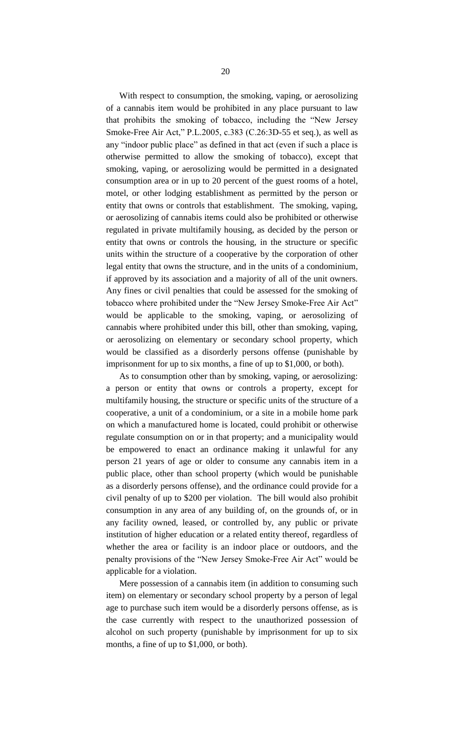With respect to consumption, the smoking, vaping, or aerosolizing of a cannabis item would be prohibited in any place pursuant to law that prohibits the smoking of tobacco, including the "New Jersey Smoke-Free Air Act," P.L.2005, c.383 (C.26:3D-55 et seq.), as well as any "indoor public place" as defined in that act (even if such a place is otherwise permitted to allow the smoking of tobacco), except that smoking, vaping, or aerosolizing would be permitted in a designated consumption area or in up to 20 percent of the guest rooms of a hotel, motel, or other lodging establishment as permitted by the person or entity that owns or controls that establishment. The smoking, vaping, or aerosolizing of cannabis items could also be prohibited or otherwise regulated in private multifamily housing, as decided by the person or entity that owns or controls the housing, in the structure or specific units within the structure of a cooperative by the corporation of other legal entity that owns the structure, and in the units of a condominium, if approved by its association and a majority of all of the unit owners. Any fines or civil penalties that could be assessed for the smoking of tobacco where prohibited under the "New Jersey Smoke-Free Air Act" would be applicable to the smoking, vaping, or aerosolizing of cannabis where prohibited under this bill, other than smoking, vaping, or aerosolizing on elementary or secondary school property, which would be classified as a disorderly persons offense (punishable by imprisonment for up to six months, a fine of up to $1,000, or both).

As to consumption other than by smoking, vaping, or aerosolizing: a person or entity that owns or controls a property, except for multifamily housing, the structure or specific units of the structure of a cooperative, a unit of a condominium, or a site in a mobile home park on which a manufactured home is located, could prohibit or otherwise regulate consumption on or in that property; and a municipality would be empowered to enact an ordinance making it unlawful for any person 21 years of age or older to consume any cannabis item in a public place, other than school property (which would be punishable as a disorderly persons offense), and the ordinance could provide for a civil penalty of up to $200 per violation. The bill would also prohibit consumption in any area of any building of, on the grounds of, or in any facility owned, leased, or controlled by, any public or private institution of higher education or a related entity thereof, regardless of whether the area or facility is an indoor place or outdoors, and the penalty provisions of the "New Jersey Smoke-Free Air Act" would be applicable for a violation.

Mere possession of a cannabis item (in addition to consuming such item) on elementary or secondary school property by a person of legal age to purchase such item would be a disorderly persons offense, as is the case currently with respect to the unauthorized possession of alcohol on such property (punishable by imprisonment for up to six months, a fine of up to $1,000, or both).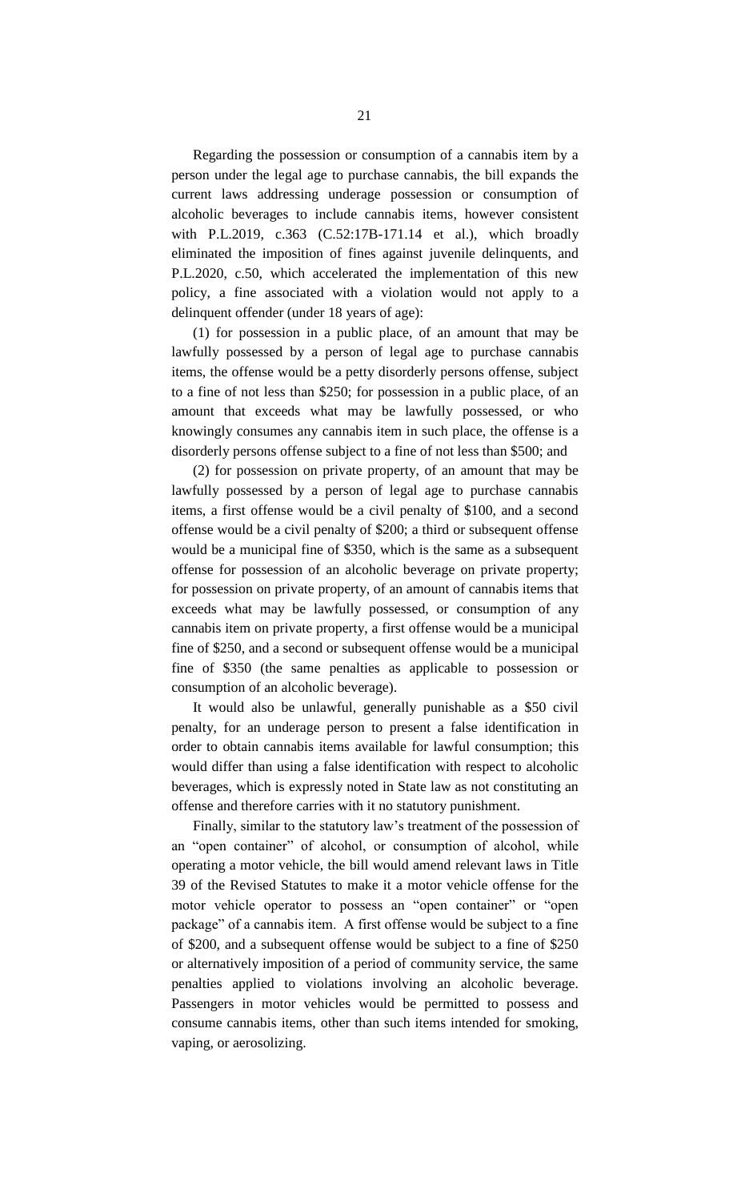Regarding the possession or consumption of a cannabis item by a person under the legal age to purchase cannabis, the bill expands the current laws addressing underage possession or consumption of alcoholic beverages to include cannabis items, however consistent with P.L.2019, c.363 (C.52:17B-171.14 et al.), which broadly eliminated the imposition of fines against juvenile delinquents, and P.L.2020, c.50, which accelerated the implementation of this new policy, a fine associated with a violation would not apply to a delinquent offender (under 18 years of age):

(1) for possession in a public place, of an amount that may be lawfully possessed by a person of legal age to purchase cannabis items, the offense would be a petty disorderly persons offense, subject to a fine of not less than $250; for possession in a public place, of an amount that exceeds what may be lawfully possessed, or who knowingly consumes any cannabis item in such place, the offense is a disorderly persons offense subject to a fine of not less than $500; and

(2) for possession on private property, of an amount that may be lawfully possessed by a person of legal age to purchase cannabis items, a first offense would be a civil penalty of $100, and a second offense would be a civil penalty of $200; a third or subsequent offense would be a municipal fine of $350, which is the same as a subsequent offense for possession of an alcoholic beverage on private property; for possession on private property, of an amount of cannabis items that exceeds what may be lawfully possessed, or consumption of any cannabis item on private property, a first offense would be a municipal fine of $250, and a second or subsequent offense would be a municipal fine of $350 (the same penalties as applicable to possession or consumption of an alcoholic beverage).

It would also be unlawful, generally punishable as a $50 civil penalty, for an underage person to present a false identification in order to obtain cannabis items available for lawful consumption; this would differ than using a false identification with respect to alcoholic beverages, which is expressly noted in State law as not constituting an offense and therefore carries with it no statutory punishment.

Finally, similar to the statutory law's treatment of the possession of an "open container" of alcohol, or consumption of alcohol, while operating a motor vehicle, the bill would amend relevant laws in Title 39 of the Revised Statutes to make it a motor vehicle offense for the motor vehicle operator to possess an "open container" or "open package" of a cannabis item. A first offense would be subject to a fine of $200, and a subsequent offense would be subject to a fine of $250 or alternatively imposition of a period of community service, the same penalties applied to violations involving an alcoholic beverage. Passengers in motor vehicles would be permitted to possess and consume cannabis items, other than such items intended for smoking, vaping, or aerosolizing.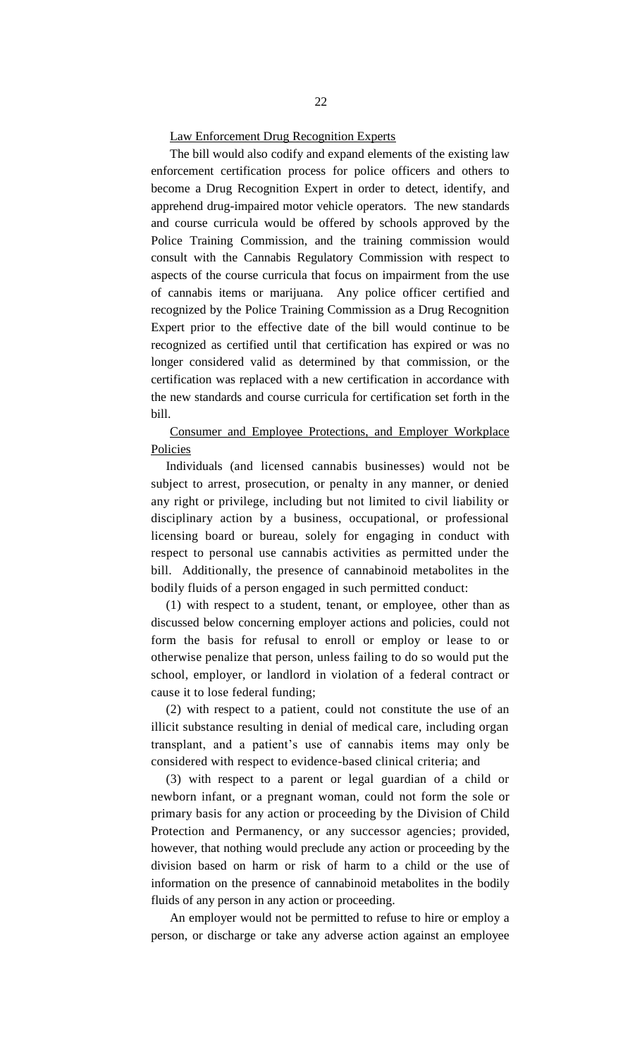Law Enforcement Drug Recognition Experts

The bill would also codify and expand elements of the existing law enforcement certification process for police officers and others to become a Drug Recognition Expert in order to detect, identify, and apprehend drug-impaired motor vehicle operators. The new standards and course curricula would be offered by schools approved by the Police Training Commission, and the training commission would consult with the Cannabis Regulatory Commission with respect to aspects of the course curricula that focus on impairment from the use of cannabis items or marijuana. Any police officer certified and recognized by the Police Training Commission as a Drug Recognition Expert prior to the effective date of the bill would continue to be recognized as certified until that certification has expired or was no longer considered valid as determined by that commission, or the certification was replaced with a new certification in accordance with the new standards and course curricula for certification set forth in the bill.

Consumer and Employee Protections, and Employer Workplace Policies

Individuals (and licensed cannabis businesses) would not be subject to arrest, prosecution, or penalty in any manner, or denied any right or privilege, including but not limited to civil liability or disciplinary action by a business, occupational, or professional licensing board or bureau, solely for engaging in conduct with respect to personal use cannabis activities as permitted under the bill. Additionally, the presence of cannabinoid metabolites in the bodily fluids of a person engaged in such permitted conduct:

(1) with respect to a student, tenant, or employee, other than as discussed below concerning employer actions and policies, could not form the basis for refusal to enroll or employ or lease to or otherwise penalize that person, unless failing to do so would put the school, employer, or landlord in violation of a federal contract or cause it to lose federal funding;

(2) with respect to a patient, could not constitute the use of an illicit substance resulting in denial of medical care, including organ transplant, and a patient's use of cannabis items may only be considered with respect to evidence-based clinical criteria; and

(3) with respect to a parent or legal guardian of a child or newborn infant, or a pregnant woman, could not form the sole or primary basis for any action or proceeding by the Division of Child Protection and Permanency, or any successor agencies; provided, however, that nothing would preclude any action or proceeding by the division based on harm or risk of harm to a child or the use of information on the presence of cannabinoid metabolites in the bodily fluids of any person in any action or proceeding.

An employer would not be permitted to refuse to hire or employ a person, or discharge or take any adverse action against an employee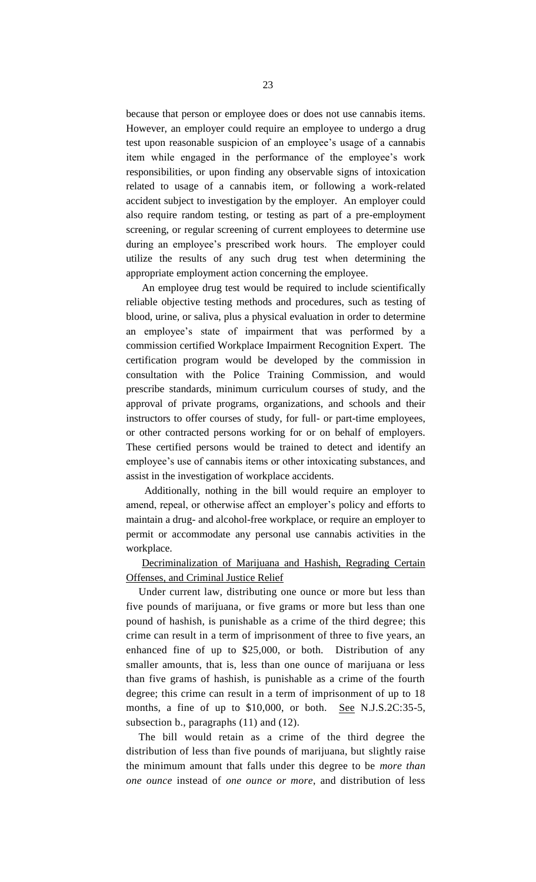because that person or employee does or does not use cannabis items. However, an employer could require an employee to undergo a drug test upon reasonable suspicion of an employee's usage of a cannabis item while engaged in the performance of the employee's work responsibilities, or upon finding any observable signs of intoxication related to usage of a cannabis item, or following a work-related accident subject to investigation by the employer. An employer could also require random testing, or testing as part of a pre-employment screening, or regular screening of current employees to determine use during an employee's prescribed work hours. The employer could utilize the results of any such drug test when determining the appropriate employment action concerning the employee.

An employee drug test would be required to include scientifically reliable objective testing methods and procedures, such as testing of blood, urine, or saliva, plus a physical evaluation in order to determine an employee's state of impairment that was performed by a commission certified Workplace Impairment Recognition Expert. The certification program would be developed by the commission in consultation with the Police Training Commission, and would prescribe standards, minimum curriculum courses of study, and the approval of private programs, organizations, and schools and their instructors to offer courses of study, for full- or part-time employees, or other contracted persons working for or on behalf of employers. These certified persons would be trained to detect and identify an employee's use of cannabis items or other intoxicating substances, and assist in the investigation of workplace accidents.

Additionally, nothing in the bill would require an employer to amend, repeal, or otherwise affect an employer's policy and efforts to maintain a drug- and alcohol-free workplace, or require an employer to permit or accommodate any personal use cannabis activities in the workplace.

<u>Decriminalization of Marijuana and Hashish, Regrading Certain Offenses, and Criminal Justice Relief</u>

Under current law, distributing one ounce or more but less than five pounds of marijuana, or five grams or more but less than one pound of hashish, is punishable as a crime of the third degree; this crime can result in a term of imprisonment of three to five years, an enhanced fine of up to $25,000, or both. Distribution of any smaller amounts, that is, less than one ounce of marijuana or less than five grams of hashish, is punishable as a crime of the fourth degree; this crime can result in a term of imprisonment of up to 18 months, a fine of up to $10,000, or both. <u>See</u> N.J.S.2C:35-5, subsection b., paragraphs (11) and (12).

The bill would retain as a crime of the third degree the distribution of less than five pounds of marijuana, but slightly raise the minimum amount that falls under this degree to be *more than one ounce* instead of *one ounce or more*, and distribution of less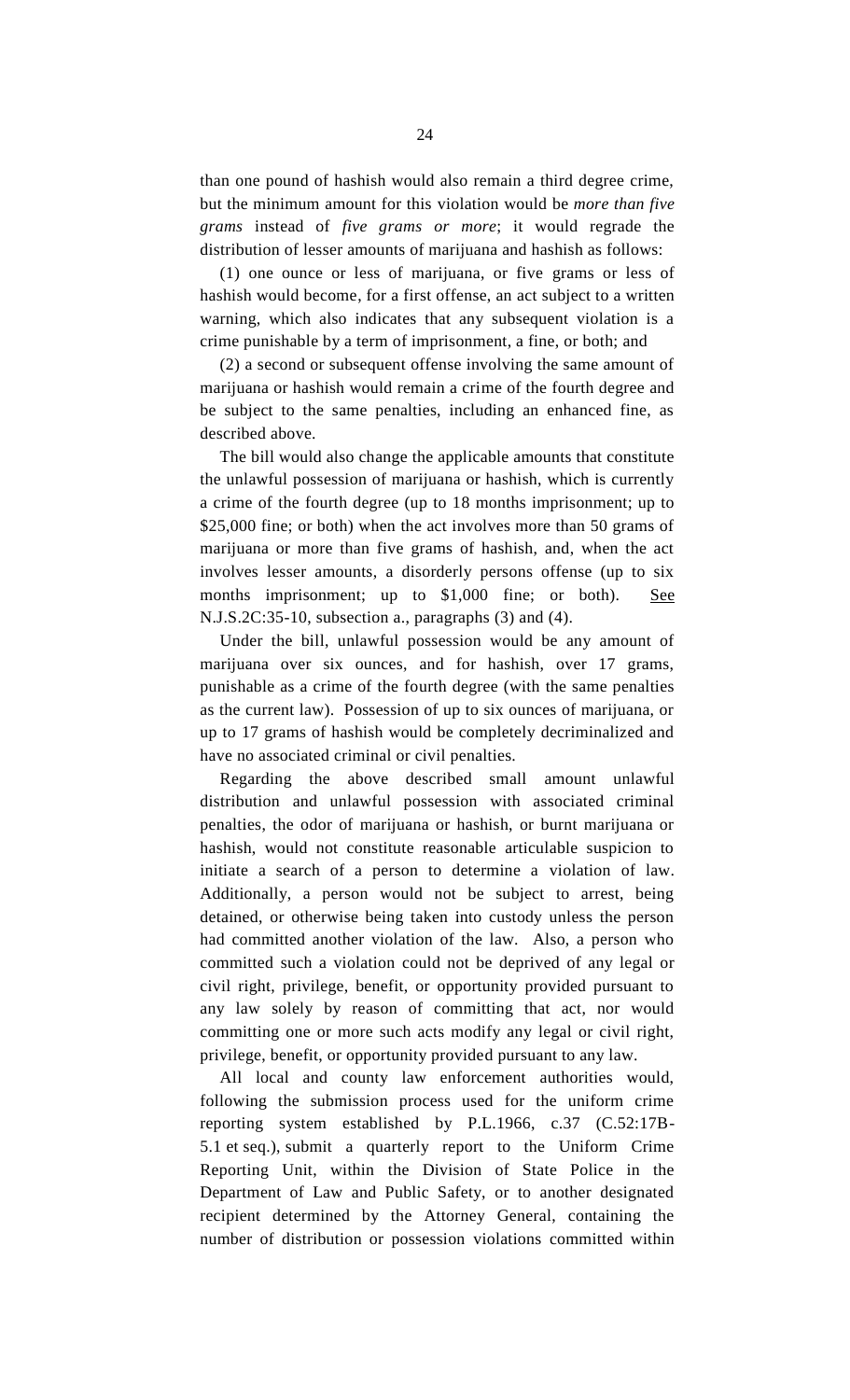than one pound of hashish would also remain a third degree crime, but the minimum amount for this violation would be *more than five grams* instead of *five grams or more*; it would regrade the distribution of lesser amounts of marijuana and hashish as follows:

(1) one ounce or less of marijuana, or five grams or less of hashish would become, for a first offense, an act subject to a written warning, which also indicates that any subsequent violation is a crime punishable by a term of imprisonment, a fine, or both; and

(2) a second or subsequent offense involving the same amount of marijuana or hashish would remain a crime of the fourth degree and be subject to the same penalties, including an enhanced fine, as described above.

The bill would also change the applicable amounts that constitute the unlawful possession of marijuana or hashish, which is currently a crime of the fourth degree (up to 18 months imprisonment; up to $25,000 fine; or both) when the act involves more than 50 grams of marijuana or more than five grams of hashish, and, when the act involves lesser amounts, a disorderly persons offense (up to six months imprisonment; up to $1,000 fine; or both). See N.J.S.2C:35-10, subsection a., paragraphs (3) and (4).

Under the bill, unlawful possession would be any amount of marijuana over six ounces, and for hashish, over 17 grams, punishable as a crime of the fourth degree (with the same penalties as the current law). Possession of up to six ounces of marijuana, or up to 17 grams of hashish would be completely decriminalized and have no associated criminal or civil penalties.

Regarding the above described small amount unlawful distribution and unlawful possession with associated criminal penalties, the odor of marijuana or hashish, or burnt marijuana or hashish, would not constitute reasonable articulable suspicion to initiate a search of a person to determine a violation of law. Additionally, a person would not be subject to arrest, being detained, or otherwise being taken into custody unless the person had committed another violation of the law. Also, a person who committed such a violation could not be deprived of any legal or civil right, privilege, benefit, or opportunity provided pursuant to any law solely by reason of committing that act, nor would committing one or more such acts modify any legal or civil right, privilege, benefit, or opportunity provided pursuant to any law.

All local and county law enforcement authorities would, following the submission process used for the uniform crime reporting system established by P.L.1966, c.37 (C.52:17B-5.1 et seq.), submit a quarterly report to the Uniform Crime Reporting Unit, within the Division of State Police in the Department of Law and Public Safety, or to another designated recipient determined by the Attorney General, containing the number of distribution or possession violations committed within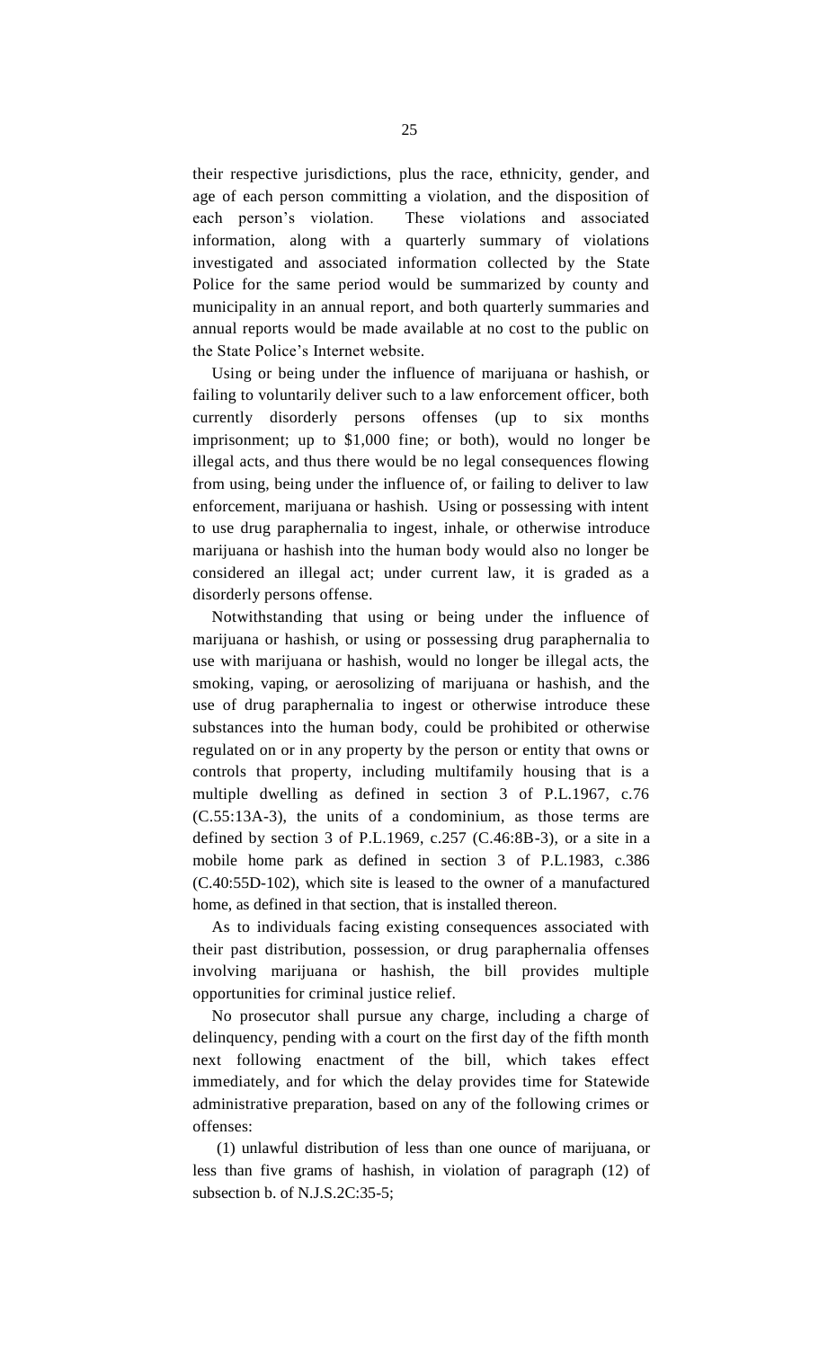their respective jurisdictions, plus the race, ethnicity, gender, and age of each person committing a violation, and the disposition of each person's violation. These violations and associated information, along with a quarterly summary of violations investigated and associated information collected by the State Police for the same period would be summarized by county and municipality in an annual report, and both quarterly summaries and annual reports would be made available at no cost to the public on the State Police's Internet website.

Using or being under the influence of marijuana or hashish, or failing to voluntarily deliver such to a law enforcement officer, both currently disorderly persons offenses (up to six months imprisonment; up to $1,000 fine; or both), would no longer be illegal acts, and thus there would be no legal consequences flowing from using, being under the influence of, or failing to deliver to law enforcement, marijuana or hashish. Using or possessing with intent to use drug paraphernalia to ingest, inhale, or otherwise introduce marijuana or hashish into the human body would also no longer be considered an illegal act; under current law, it is graded as a disorderly persons offense.

Notwithstanding that using or being under the influence of marijuana or hashish, or using or possessing drug paraphernalia to use with marijuana or hashish, would no longer be illegal acts, the smoking, vaping, or aerosolizing of marijuana or hashish, and the use of drug paraphernalia to ingest or otherwise introduce these substances into the human body, could be prohibited or otherwise regulated on or in any property by the person or entity that owns or controls that property, including multifamily housing that is a multiple dwelling as defined in section 3 of P.L.1967, c.76 (C.55:13A-3), the units of a condominium, as those terms are defined by section 3 of P.L.1969, c.257 (C.46:8B-3), or a site in a mobile home park as defined in section 3 of P.L.1983, c.386 (C.40:55D-102), which site is leased to the owner of a manufactured home, as defined in that section, that is installed thereon.

As to individuals facing existing consequences associated with their past distribution, possession, or drug paraphernalia offenses involving marijuana or hashish, the bill provides multiple opportunities for criminal justice relief.

No prosecutor shall pursue any charge, including a charge of delinquency, pending with a court on the first day of the fifth month next following enactment of the bill, which takes effect immediately, and for which the delay provides time for Statewide administrative preparation, based on any of the following crimes or offenses:

(1) unlawful distribution of less than one ounce of marijuana, or less than five grams of hashish, in violation of paragraph (12) of subsection b. of N.J.S.2C:35-5;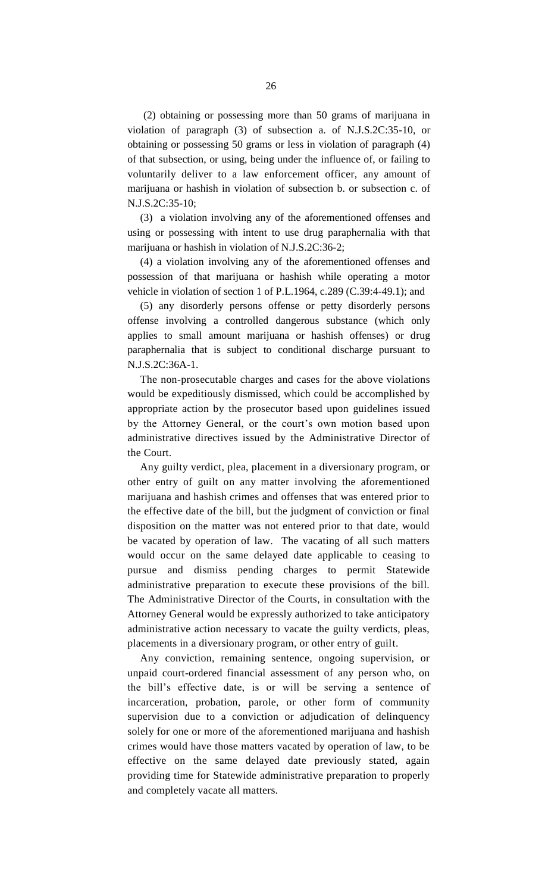(2) obtaining or possessing more than 50 grams of marijuana in violation of paragraph (3) of subsection a. of N.J.S.2C:35-10, or obtaining or possessing 50 grams or less in violation of paragraph (4) of that subsection, or using, being under the influence of, or failing to voluntarily deliver to a law enforcement officer, any amount of marijuana or hashish in violation of subsection b. or subsection c. of N.J.S.2C:35-10;

(3) a violation involving any of the aforementioned offenses and using or possessing with intent to use drug paraphernalia with that marijuana or hashish in violation of N.J.S.2C:36-2;

(4) a violation involving any of the aforementioned offenses and possession of that marijuana or hashish while operating a motor vehicle in violation of section 1 of P.L.1964, c.289 (C.39:4-49.1); and

(5) any disorderly persons offense or petty disorderly persons offense involving a controlled dangerous substance (which only applies to small amount marijuana or hashish offenses) or drug paraphernalia that is subject to conditional discharge pursuant to N.J.S.2C:36A-1.

The non-prosecutable charges and cases for the above violations would be expeditiously dismissed, which could be accomplished by appropriate action by the prosecutor based upon guidelines issued by the Attorney General, or the court's own motion based upon administrative directives issued by the Administrative Director of the Court.

Any guilty verdict, plea, placement in a diversionary program, or other entry of guilt on any matter involving the aforementioned marijuana and hashish crimes and offenses that was entered prior to the effective date of the bill, but the judgment of conviction or final disposition on the matter was not entered prior to that date, would be vacated by operation of law. The vacating of all such matters would occur on the same delayed date applicable to ceasing to pursue and dismiss pending charges to permit Statewide administrative preparation to execute these provisions of the bill. The Administrative Director of the Courts, in consultation with the Attorney General would be expressly authorized to take anticipatory administrative action necessary to vacate the guilty verdicts, pleas, placements in a diversionary program, or other entry of guilt.

Any conviction, remaining sentence, ongoing supervision, or unpaid court-ordered financial assessment of any person who, on the bill's effective date, is or will be serving a sentence of incarceration, probation, parole, or other form of community supervision due to a conviction or adjudication of delinquency solely for one or more of the aforementioned marijuana and hashish crimes would have those matters vacated by operation of law, to be effective on the same delayed date previously stated, again providing time for Statewide administrative preparation to properly and completely vacate all matters.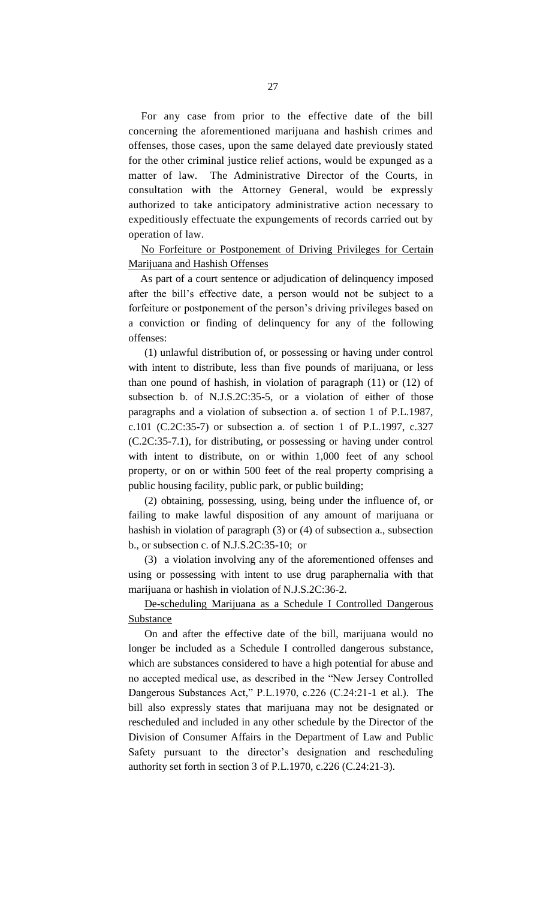For any case from prior to the effective date of the bill concerning the aforementioned marijuana and hashish crimes and offenses, those cases, upon the same delayed date previously stated for the other criminal justice relief actions, would be expunged as a matter of law. The Administrative Director of the Courts, in consultation with the Attorney General, would be expressly authorized to take anticipatory administrative action necessary to expeditiously effectuate the expungements of records carried out by operation of law.

<u>No Forfeiture or Postponement of Driving Privileges for Certain Marijuana and Hashish Offenses</u>

As part of a court sentence or adjudication of delinquency imposed after the bill's effective date, a person would not be subject to a forfeiture or postponement of the person's driving privileges based on a conviction or finding of delinquency for any of the following offenses:

(1) unlawful distribution of, or possessing or having under control with intent to distribute, less than five pounds of marijuana, or less than one pound of hashish, in violation of paragraph (11) or (12) of subsection b. of N.J.S.2C:35-5, or a violation of either of those paragraphs and a violation of subsection a. of section 1 of P.L.1987, c.101 (C.2C:35-7) or subsection a. of section 1 of P.L.1997, c.327 (C.2C:35-7.1), for distributing, or possessing or having under control with intent to distribute, on or within 1,000 feet of any school property, or on or within 500 feet of the real property comprising a public housing facility, public park, or public building;

(2) obtaining, possessing, using, being under the influence of, or failing to make lawful disposition of any amount of marijuana or hashish in violation of paragraph (3) or (4) of subsection a., subsection b., or subsection c. of N.J.S.2C:35-10; or

(3) a violation involving any of the aforementioned offenses and using or possessing with intent to use drug paraphernalia with that marijuana or hashish in violation of N.J.S.2C:36-2.

<u>De-scheduling Marijuana as a Schedule I Controlled Dangerous Substance</u>

On and after the effective date of the bill, marijuana would no longer be included as a Schedule I controlled dangerous substance, which are substances considered to have a high potential for abuse and no accepted medical use, as described in the "New Jersey Controlled Dangerous Substances Act," P.L.1970, c.226 (C.24:21-1 et al.). The bill also expressly states that marijuana may not be designated or rescheduled and included in any other schedule by the Director of the Division of Consumer Affairs in the Department of Law and Public Safety pursuant to the director's designation and rescheduling authority set forth in section 3 of P.L.1970, c.226 (C.24:21-3).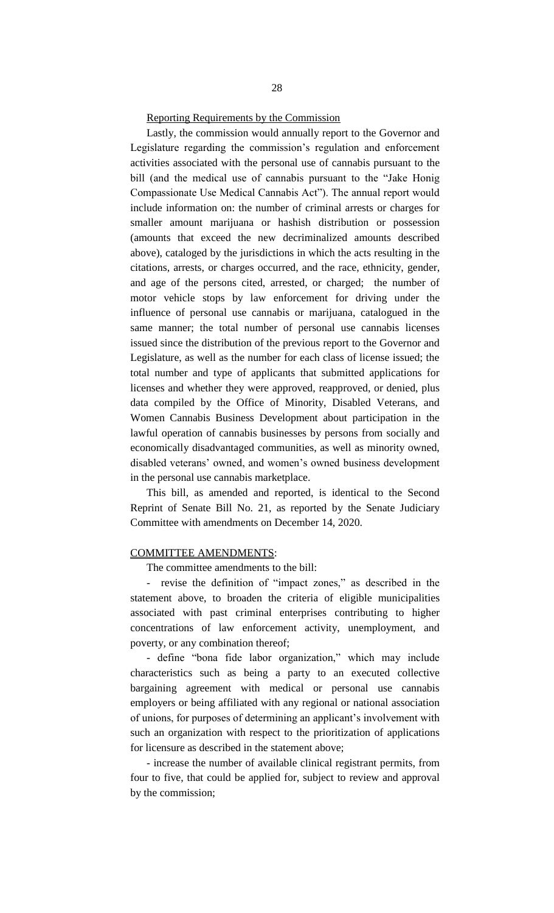Reporting Requirements by the Commission

Lastly, the commission would annually report to the Governor and Legislature regarding the commission's regulation and enforcement activities associated with the personal use of cannabis pursuant to the bill (and the medical use of cannabis pursuant to the "Jake Honig Compassionate Use Medical Cannabis Act"). The annual report would include information on: the number of criminal arrests or charges for smaller amount marijuana or hashish distribution or possession (amounts that exceed the new decriminalized amounts described above), cataloged by the jurisdictions in which the acts resulting in the citations, arrests, or charges occurred, and the race, ethnicity, gender, and age of the persons cited, arrested, or charged; the number of motor vehicle stops by law enforcement for driving under the influence of personal use cannabis or marijuana, catalogued in the same manner; the total number of personal use cannabis licenses issued since the distribution of the previous report to the Governor and Legislature, as well as the number for each class of license issued; the total number and type of applicants that submitted applications for licenses and whether they were approved, reapproved, or denied, plus data compiled by the Office of Minority, Disabled Veterans, and Women Cannabis Business Development about participation in the lawful operation of cannabis businesses by persons from socially and economically disadvantaged communities, as well as minority owned, disabled veterans' owned, and women's owned business development in the personal use cannabis marketplace.

This bill, as amended and reported, is identical to the Second Reprint of Senate Bill No. 21, as reported by the Senate Judiciary Committee with amendments on December 14, 2020.

COMMITTEE AMENDMENTS:

The committee amendments to the bill:

- revise the definition of "impact zones," as described in the statement above, to broaden the criteria of eligible municipalities associated with past criminal enterprises contributing to higher concentrations of law enforcement activity, unemployment, and poverty, or any combination thereof;

- define "bona fide labor organization," which may include characteristics such as being a party to an executed collective bargaining agreement with medical or personal use cannabis employers or being affiliated with any regional or national association of unions, for purposes of determining an applicant's involvement with such an organization with respect to the prioritization of applications for licensure as described in the statement above;

- increase the number of available clinical registrant permits, from four to five, that could be applied for, subject to review and approval by the commission;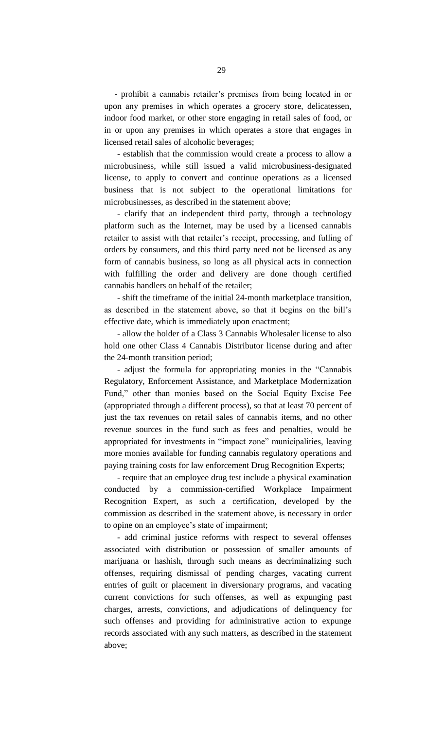- prohibit a cannabis retailer's premises from being located in or upon any premises in which operates a grocery store, delicatessen, indoor food market, or other store engaging in retail sales of food, or in or upon any premises in which operates a store that engages in licensed retail sales of alcoholic beverages;

- establish that the commission would create a process to allow a microbusiness, while still issued a valid microbusiness-designated license, to apply to convert and continue operations as a licensed business that is not subject to the operational limitations for microbusinesses, as described in the statement above;

- clarify that an independent third party, through a technology platform such as the Internet, may be used by a licensed cannabis retailer to assist with that retailer's receipt, processing, and fulling of orders by consumers, and this third party need not be licensed as any form of cannabis business, so long as all physical acts in connection with fulfilling the order and delivery are done though certified cannabis handlers on behalf of the retailer;

- shift the timeframe of the initial 24-month marketplace transition, as described in the statement above, so that it begins on the bill's effective date, which is immediately upon enactment;

- allow the holder of a Class 3 Cannabis Wholesaler license to also hold one other Class 4 Cannabis Distributor license during and after the 24-month transition period;

- adjust the formula for appropriating monies in the "Cannabis Regulatory, Enforcement Assistance, and Marketplace Modernization Fund," other than monies based on the Social Equity Excise Fee (appropriated through a different process), so that at least 70 percent of just the tax revenues on retail sales of cannabis items, and no other revenue sources in the fund such as fees and penalties, would be appropriated for investments in "impact zone" municipalities, leaving more monies available for funding cannabis regulatory operations and paying training costs for law enforcement Drug Recognition Experts;

- require that an employee drug test include a physical examination conducted by a commission-certified Workplace Impairment Recognition Expert, as such a certification, developed by the commission as described in the statement above, is necessary in order to opine on an employee's state of impairment;

- add criminal justice reforms with respect to several offenses associated with distribution or possession of smaller amounts of marijuana or hashish, through such means as decriminalizing such offenses, requiring dismissal of pending charges, vacating current entries of guilt or placement in diversionary programs, and vacating current convictions for such offenses, as well as expunging past charges, arrests, convictions, and adjudications of delinquency for such offenses and providing for administrative action to expunge records associated with any such matters, as described in the statement above;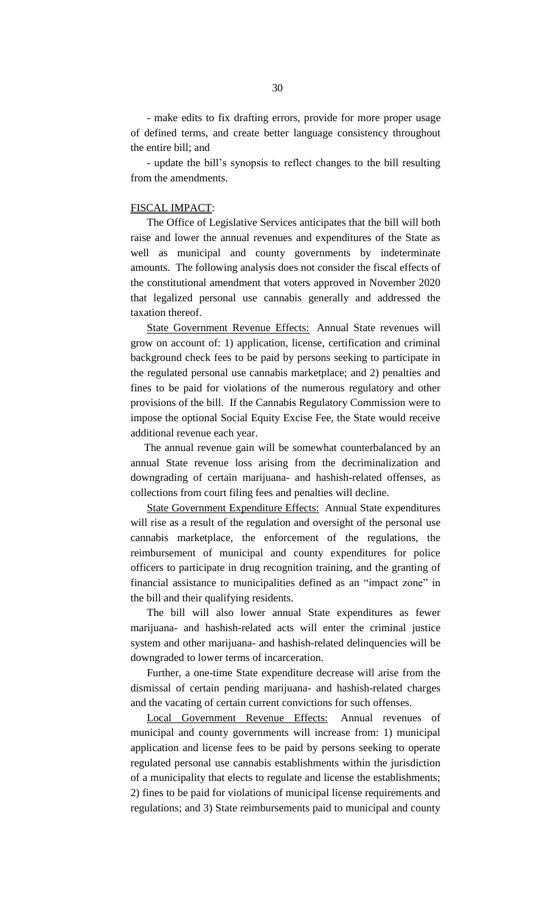- make edits to fix drafting errors, provide for more proper usage of defined terms, and create better language consistency throughout the entire bill; and

- update the bill's synopsis to reflect changes to the bill resulting from the amendments.

FISCAL IMPACT:

The Office of Legislative Services anticipates that the bill will both raise and lower the annual revenues and expenditures of the State as well as municipal and county governments by indeterminate amounts. The following analysis does not consider the fiscal effects of the constitutional amendment that voters approved in November 2020 that legalized personal use cannabis generally and addressed the taxation thereof.

State Government Revenue Effects: Annual State revenues will grow on account of: 1) application, license, certification and criminal background check fees to be paid by persons seeking to participate in the regulated personal use cannabis marketplace; and 2) penalties and fines to be paid for violations of the numerous regulatory and other provisions of the bill. If the Cannabis Regulatory Commission were to impose the optional Social Equity Excise Fee, the State would receive additional revenue each year.

The annual revenue gain will be somewhat counterbalanced by an annual State revenue loss arising from the decriminalization and downgrading of certain marijuana- and hashish-related offenses, as collections from court filing fees and penalties will decline.

State Government Expenditure Effects: Annual State expenditures will rise as a result of the regulation and oversight of the personal use cannabis marketplace, the enforcement of the regulations, the reimbursement of municipal and county expenditures for police officers to participate in drug recognition training, and the granting of financial assistance to municipalities defined as an "impact zone" in the bill and their qualifying residents.

The bill will also lower annual State expenditures as fewer marijuana- and hashish-related acts will enter the criminal justice system and other marijuana- and hashish-related delinquencies will be downgraded to lower terms of incarceration.

Further, a one-time State expenditure decrease will arise from the dismissal of certain pending marijuana- and hashish-related charges and the vacating of certain current convictions for such offenses.

Local Government Revenue Effects: Annual revenues of municipal and county governments will increase from: 1) municipal application and license fees to be paid by persons seeking to operate regulated personal use cannabis establishments within the jurisdiction of a municipality that elects to regulate and license the establishments; 2) fines to be paid for violations of municipal license requirements and regulations; and 3) State reimbursements paid to municipal and county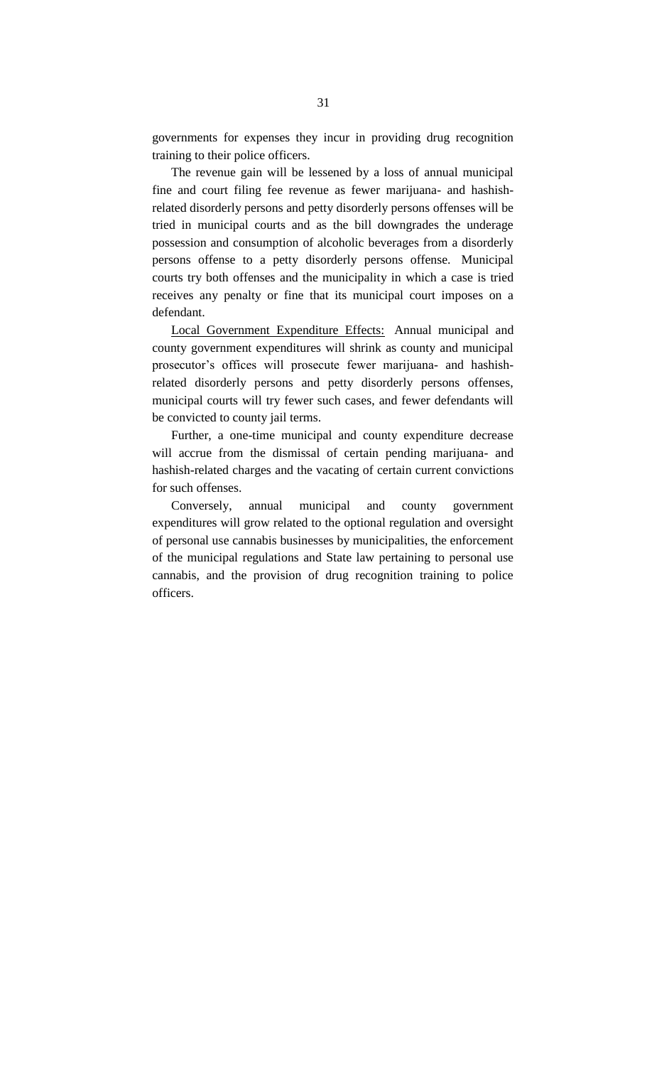governments for expenses they incur in providing drug recognition training to their police officers.

The revenue gain will be lessened by a loss of annual municipal fine and court filing fee revenue as fewer marijuana- and hashish-related disorderly persons and petty disorderly persons offenses will be tried in municipal courts and as the bill downgrades the underage possession and consumption of alcoholic beverages from a disorderly persons offense to a petty disorderly persons offense. Municipal courts try both offenses and the municipality in which a case is tried receives any penalty or fine that its municipal court imposes on a defendant.

<u>Local Government Expenditure Effects:</u> Annual municipal and county government expenditures will shrink as county and municipal prosecutor's offices will prosecute fewer marijuana- and hashish-related disorderly persons and petty disorderly persons offenses, municipal courts will try fewer such cases, and fewer defendants will be convicted to county jail terms.

Further, a one-time municipal and county expenditure decrease will accrue from the dismissal of certain pending marijuana- and hashish-related charges and the vacating of certain current convictions for such offenses.

Conversely, annual municipal and county government expenditures will grow related to the optional regulation and oversight of personal use cannabis businesses by municipalities, the enforcement of the municipal regulations and State law pertaining to personal use cannabis, and the provision of drug recognition training to police officers.